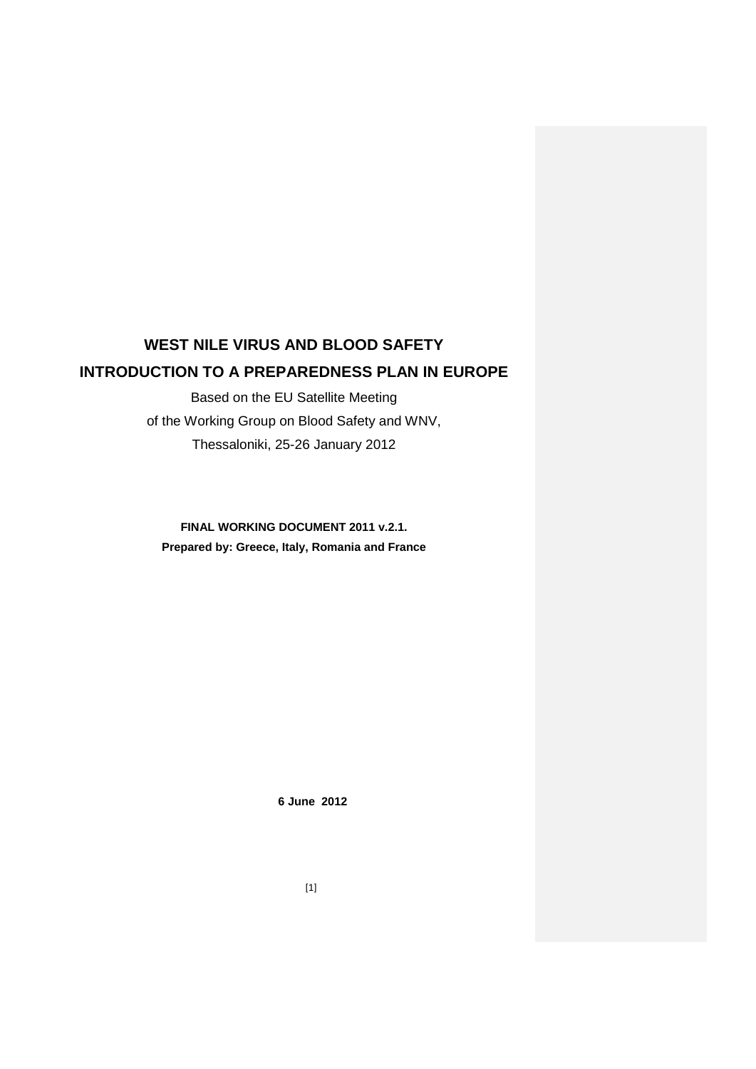# WEST NILE VIRUS AND BLOOD SAFETY

# INTRODUCTION TO A PREPAREDNESS PLAN IN EUROPE

Based on the EU Satellite Meeting

of the Working Group on Blood Safety and WNV,

Thessaloniki, 25-26 January 2012

**FINAL WORKING DOCUMENT 2011 v.2.1.**

**Prepared by: Greece, Italy, Romania and France**

**6 June 2012**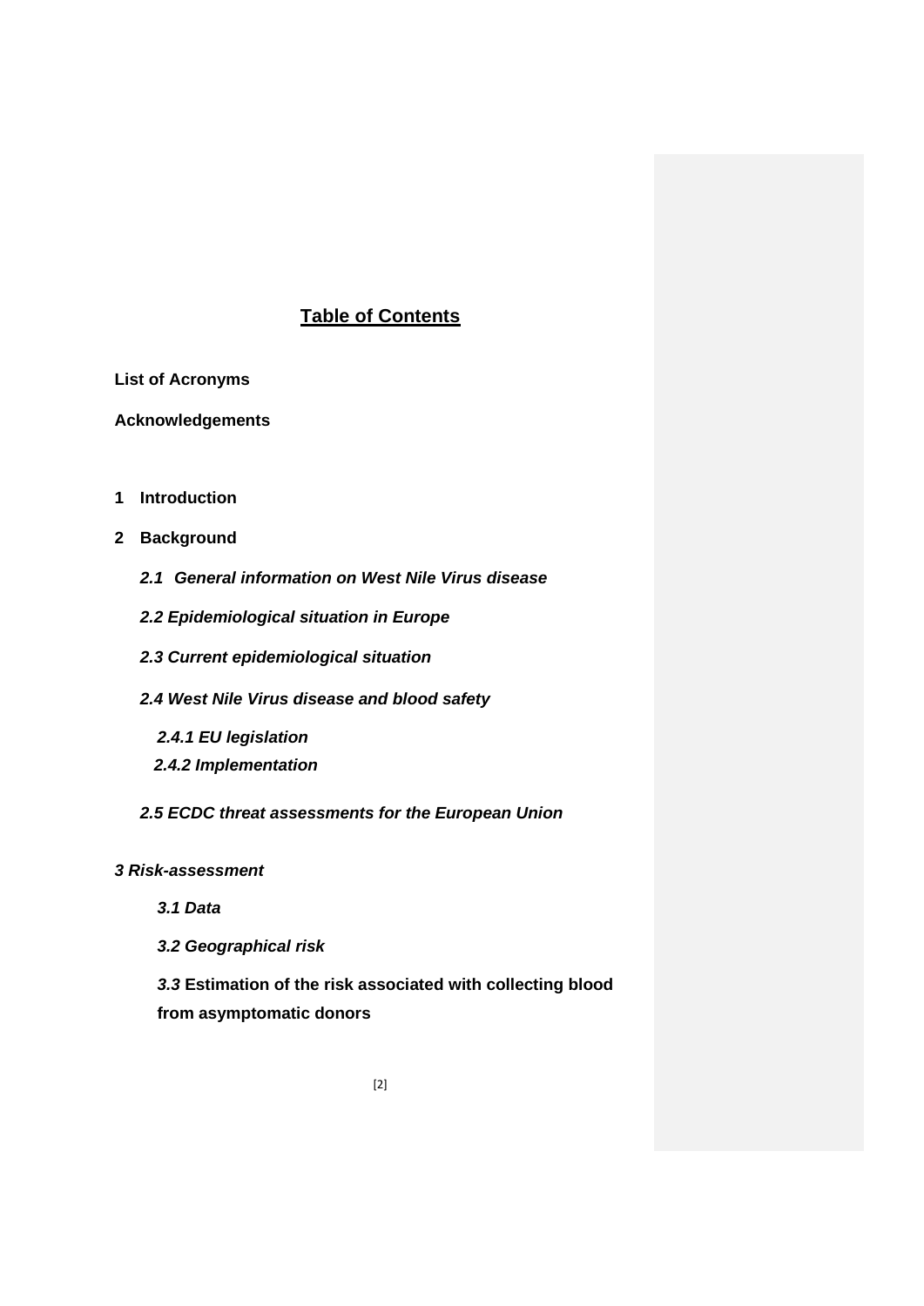# Table of Contents

**List of Acronyms**

**Acknowledgements**

**1 Introduction**

**2 Background**

***2.1 General information on West Nile Virus disease***

***2.2 Epidemiological situation in Europe***

***2.3 Current epidemiological situation***

***2.4 West Nile Virus disease and blood safety***

***2.4.1 EU legislation***

***2.4.2 Implementation***

***2.5 ECDC threat assessments for the European Union***

***3 Risk-assessment***

***3.1 Data***

***3.2 Geographical risk***

***3.3* Estimation of the risk associated with collecting blood from asymptomatic donors**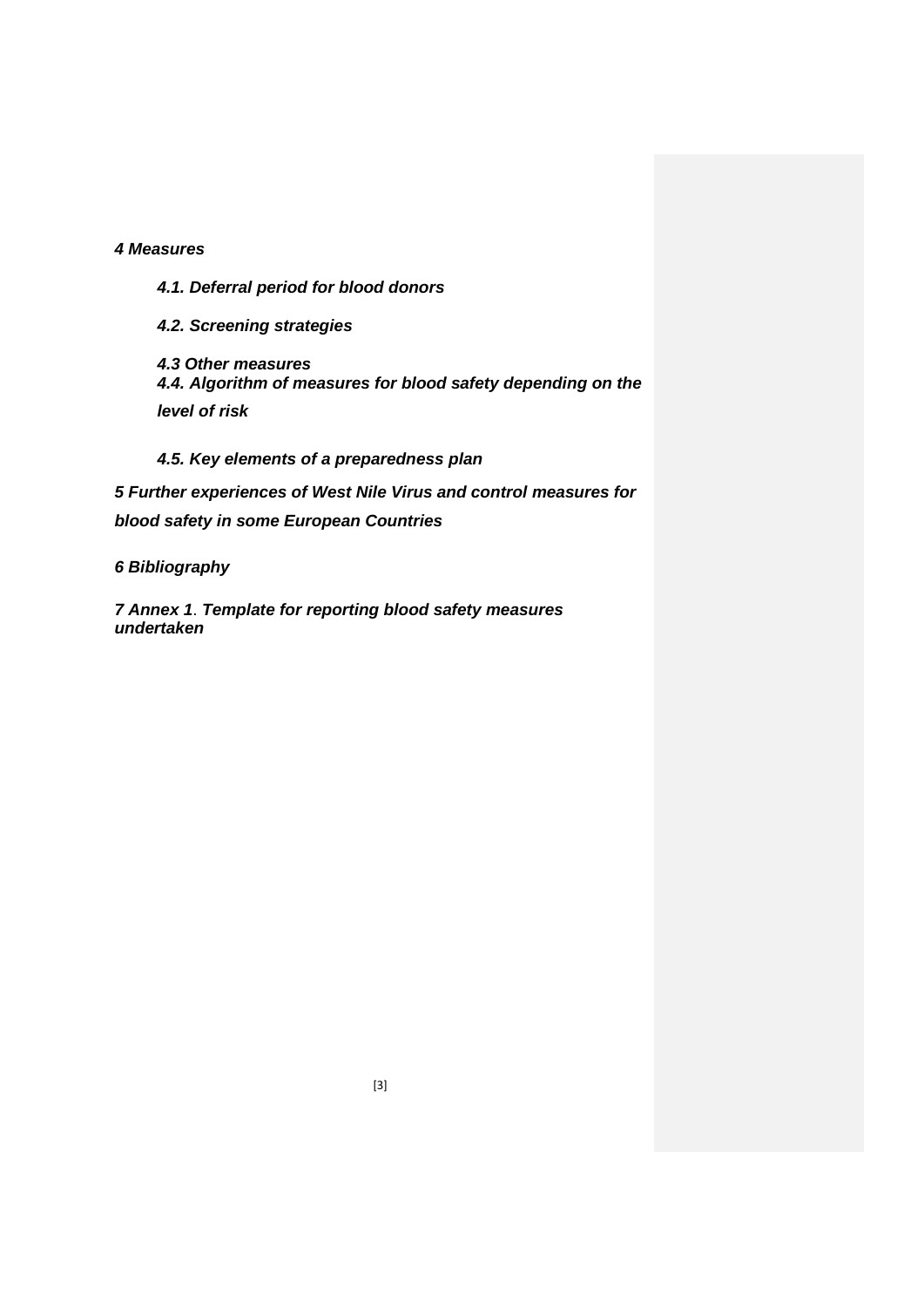***4 Measures***

***4.1. Deferral period for blood donors***

***4.2. Screening strategies***

***4.3 Other measures***

***4.4. Algorithm of measures for blood safety depending on the level of risk***

***4.5. Key elements of a preparedness plan***

***5 Further experiences of West Nile Virus and control measures for blood safety in some European Countries***

***6 Bibliography***

***7 Annex 1**. **Template for reporting blood safety measures undertaken***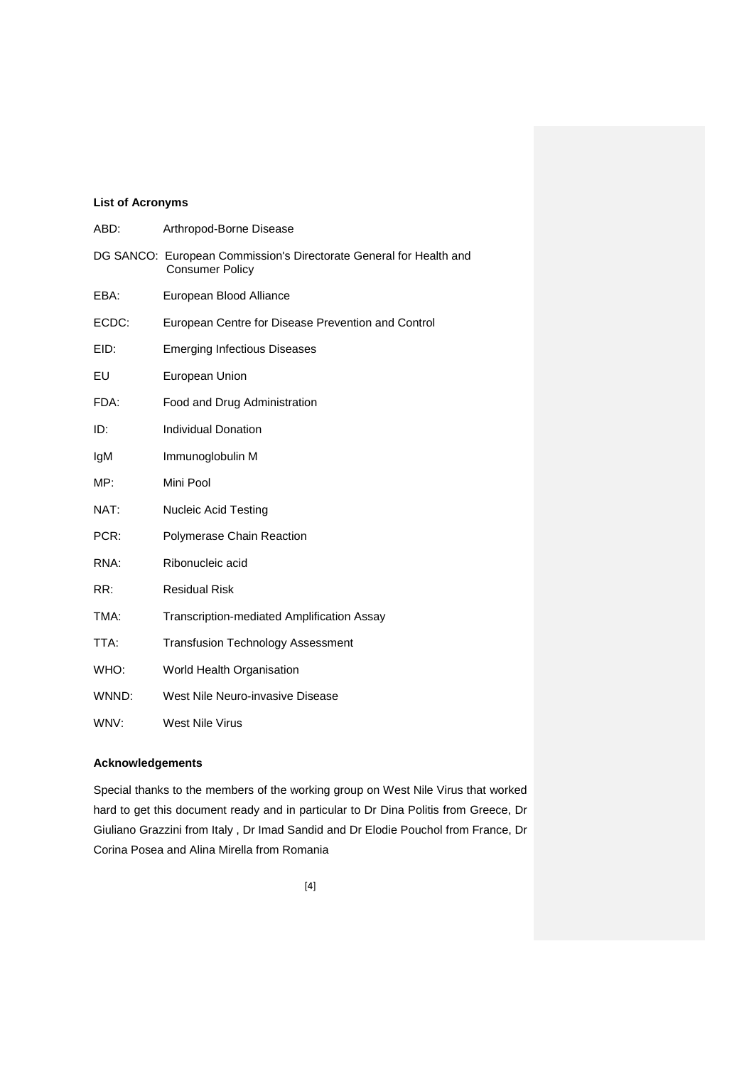**List of Acronyms**

ABD: Arthropod-Borne Disease

DG SANCO: European Commission's Directorate General for Health and Consumer Policy

EBA: European Blood Alliance

ECDC: European Centre for Disease Prevention and Control

EID: Emerging Infectious Diseases

EU European Union

FDA: Food and Drug Administration

ID: Individual Donation

IgM Immunoglobulin M

MP: Mini Pool

NAT: Nucleic Acid Testing

PCR: Polymerase Chain Reaction

RNA: Ribonucleic acid

RR: Residual Risk

TMA: Transcription-mediated Amplification Assay

TTA: Transfusion Technology Assessment

WHO: World Health Organisation

WNND: West Nile Neuro-invasive Disease

WNV: West Nile Virus

**Acknowledgements**

Special thanks to the members of the working group on West Nile Virus that worked hard to get this document ready and in particular to Dr Dina Politis from Greece, Dr Giuliano Grazzini from Italy , Dr Imad Sandid and Dr Elodie Pouchol from France, Dr Corina Posea and Alina Mirella from Romania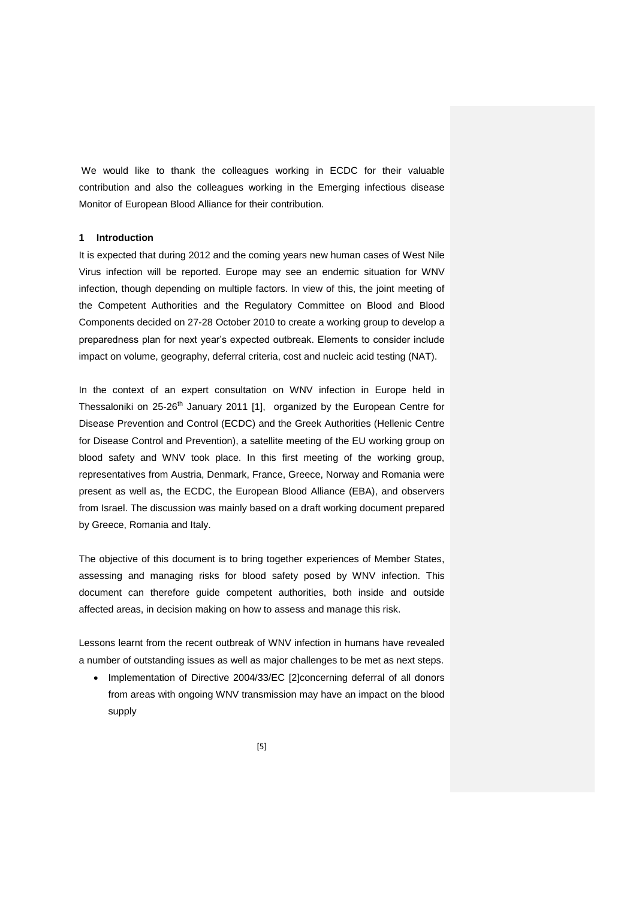We would like to thank the colleagues working in ECDC for their valuable contribution and also the colleagues working in the Emerging infectious disease Monitor of European Blood Alliance for their contribution.

## 1 Introduction

It is expected that during 2012 and the coming years new human cases of West Nile Virus infection will be reported. Europe may see an endemic situation for WNV infection, though depending on multiple factors. In view of this, the joint meeting of the Competent Authorities and the Regulatory Committee on Blood and Blood Components decided on 27-28 October 2010 to create a working group to develop a preparedness plan for next year's expected outbreak. Elements to consider include impact on volume, geography, deferral criteria, cost and nucleic acid testing (NAT).

In the context of an expert consultation on WNV infection in Europe held in Thessaloniki on 25-26th January 2011 [1], organized by the European Centre for Disease Prevention and Control (ECDC) and the Greek Authorities (Hellenic Centre for Disease Control and Prevention), a satellite meeting of the EU working group on blood safety and WNV took place. In this first meeting of the working group, representatives from Austria, Denmark, France, Greece, Norway and Romania were present as well as, the ECDC, the European Blood Alliance (EBA), and observers from Israel. The discussion was mainly based on a draft working document prepared by Greece, Romania and Italy.

The objective of this document is to bring together experiences of Member States, assessing and managing risks for blood safety posed by WNV infection. This document can therefore guide competent authorities, both inside and outside affected areas, in decision making on how to assess and manage this risk.

Lessons learnt from the recent outbreak of WNV infection in humans have revealed a number of outstanding issues as well as major challenges to be met as next steps.

- Implementation of Directive 2004/33/EC [2]concerning deferral of all donors from areas with ongoing WNV transmission may have an impact on the blood supply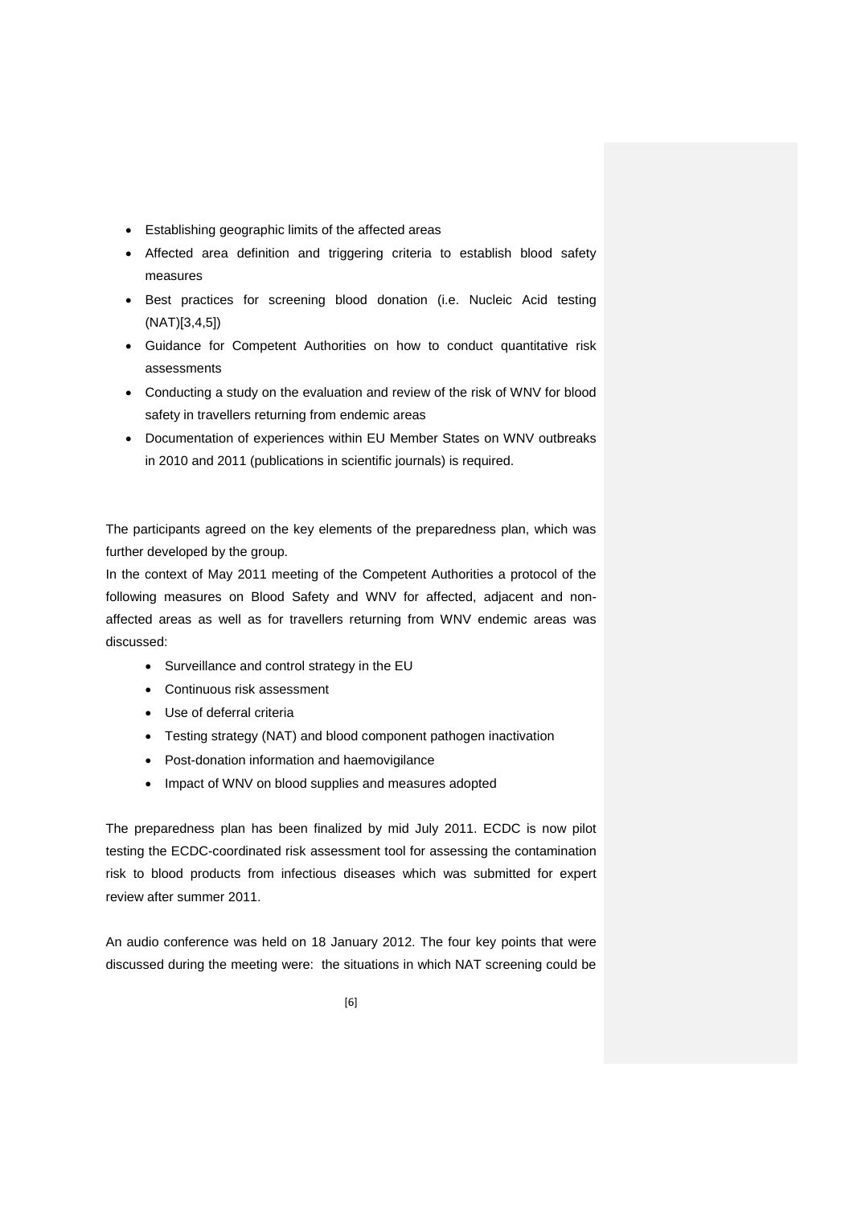- Establishing geographic limits of the affected areas
- Affected area definition and triggering criteria to establish blood safety measures
- Best practices for screening blood donation (i.e. Nucleic Acid testing (NAT)[3,4,5])
- Guidance for Competent Authorities on how to conduct quantitative risk assessments
- Conducting a study on the evaluation and review of the risk of WNV for blood safety in travellers returning from endemic areas
- Documentation of experiences within EU Member States on WNV outbreaks in 2010 and 2011 (publications in scientific journals) is required.

The participants agreed on the key elements of the preparedness plan, which was further developed by the group.

In the context of May 2011 meeting of the Competent Authorities a protocol of the following measures on Blood Safety and WNV for affected, adjacent and non-affected areas as well as for travellers returning from WNV endemic areas was discussed:

- Surveillance and control strategy in the EU
- Continuous risk assessment
- Use of deferral criteria
- Testing strategy (NAT) and blood component pathogen inactivation
- Post-donation information and haemovigilance
- Impact of WNV on blood supplies and measures adopted

The preparedness plan has been finalized by mid July 2011. ECDC is now pilot testing the ECDC-coordinated risk assessment tool for assessing the contamination risk to blood products from infectious diseases which was submitted for expert review after summer 2011.

An audio conference was held on 18 January 2012. The four key points that were discussed during the meeting were: the situations in which NAT screening could be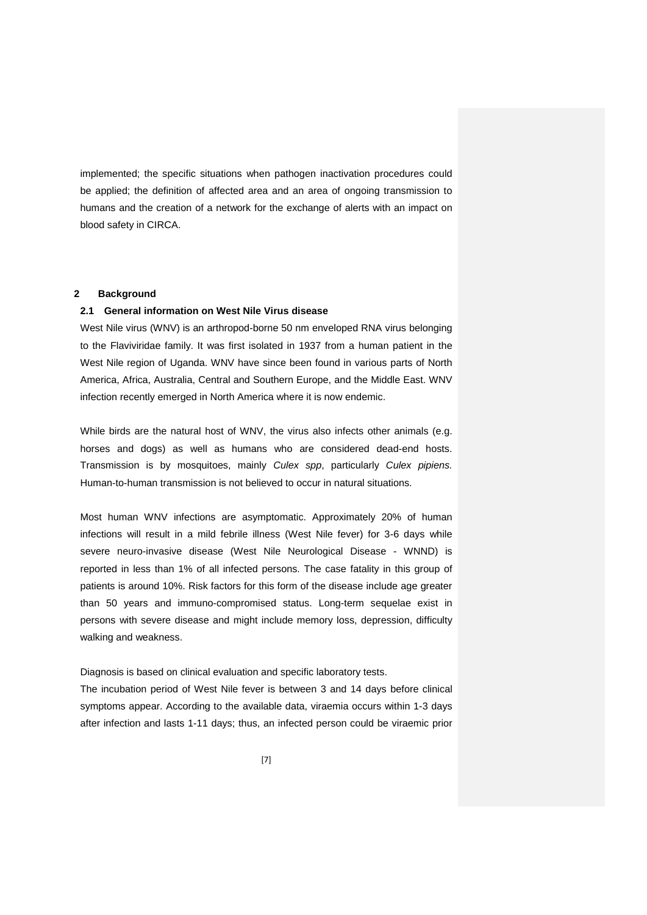implemented; the specific situations when pathogen inactivation procedures could be applied; the definition of affected area and an area of ongoing transmission to humans and the creation of a network for the exchange of alerts with an impact on blood safety in CIRCA.

## 2 Background

### 2.1 General information on West Nile Virus disease

West Nile virus (WNV) is an arthropod-borne 50 nm enveloped RNA virus belonging to the Flaviviridae family. It was first isolated in 1937 from a human patient in the West Nile region of Uganda. WNV have since been found in various parts of North America, Africa, Australia, Central and Southern Europe, and the Middle East. WNV infection recently emerged in North America where it is now endemic.

While birds are the natural host of WNV, the virus also infects other animals (e.g. horses and dogs) as well as humans who are considered dead-end hosts. Transmission is by mosquitoes, mainly *Culex spp*, particularly *Culex pipiens.* Human-to-human transmission is not believed to occur in natural situations.

Most human WNV infections are asymptomatic. Approximately 20% of human infections will result in a mild febrile illness (West Nile fever) for 3-6 days while severe neuro-invasive disease (West Nile Neurological Disease - WNND) is reported in less than 1% of all infected persons. The case fatality in this group of patients is around 10%. Risk factors for this form of the disease include age greater than 50 years and immuno-compromised status. Long-term sequelae exist in persons with severe disease and might include memory loss, depression, difficulty walking and weakness.

Diagnosis is based on clinical evaluation and specific laboratory tests.

The incubation period of West Nile fever is between 3 and 14 days before clinical symptoms appear. According to the available data, viraemia occurs within 1-3 days after infection and lasts 1-11 days; thus, an infected person could be viraemic prior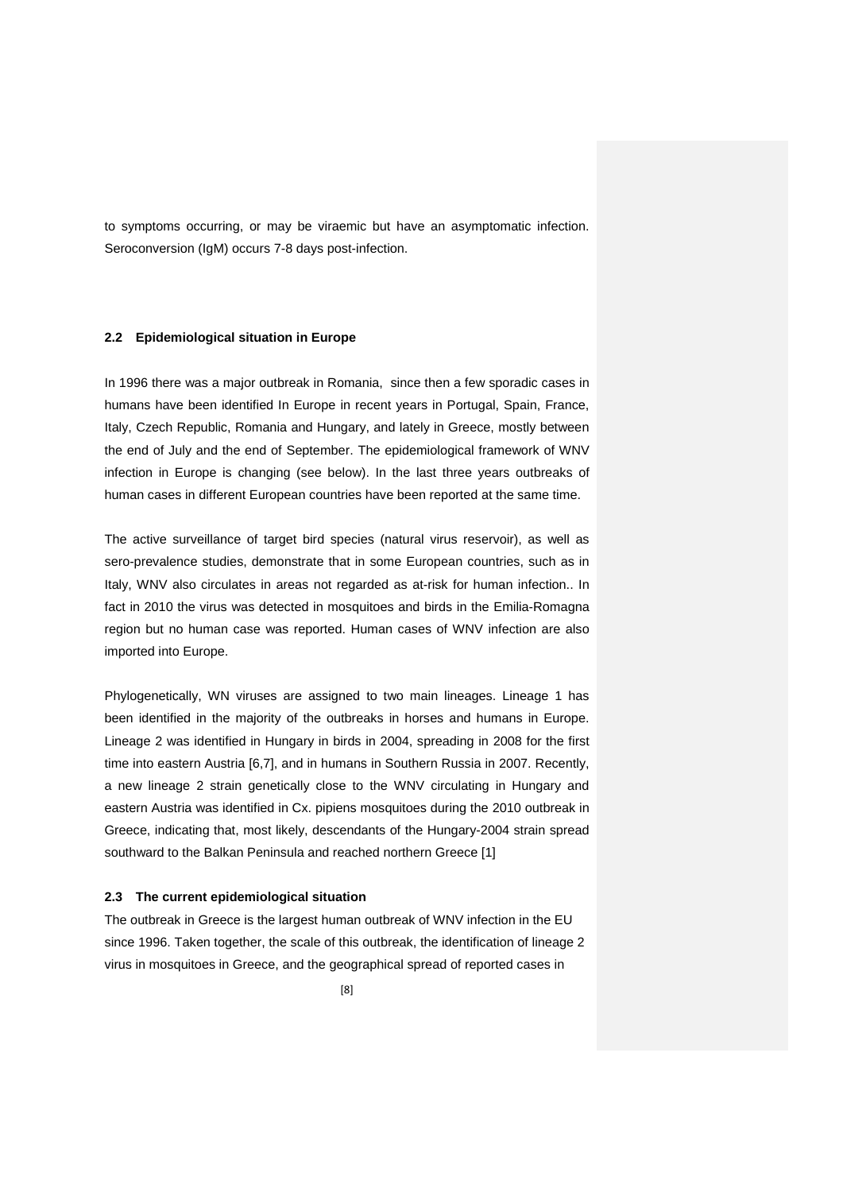to symptoms occurring, or may be viraemic but have an asymptomatic infection. Seroconversion (IgM) occurs 7-8 days post-infection.

### 2.2 Epidemiological situation in Europe

In 1996 there was a major outbreak in Romania,  since then a few sporadic cases in humans have been identified In Europe in recent years in Portugal, Spain, France, Italy, Czech Republic, Romania and Hungary, and lately in Greece, mostly between the end of July and the end of September. The epidemiological framework of WNV infection in Europe is changing (see below). In the last three years outbreaks of human cases in different European countries have been reported at the same time.

The active surveillance of target bird species (natural virus reservoir), as well as sero-prevalence studies, demonstrate that in some European countries, such as in Italy, WNV also circulates in areas not regarded as at-risk for human infection.. In fact in 2010 the virus was detected in mosquitoes and birds in the Emilia-Romagna region but no human case was reported. Human cases of WNV infection are also imported into Europe.

Phylogenetically, WN viruses are assigned to two main lineages. Lineage 1 has been identified in the majority of the outbreaks in horses and humans in Europe. Lineage 2 was identified in Hungary in birds in 2004, spreading in 2008 for the first time into eastern Austria [6,7], and in humans in Southern Russia in 2007. Recently, a new lineage 2 strain genetically close to the WNV circulating in Hungary and eastern Austria was identified in Cx. pipiens mosquitoes during the 2010 outbreak in Greece, indicating that, most likely, descendants of the Hungary-2004 strain spread southward to the Balkan Peninsula and reached northern Greece [1]

### 2.3 The current epidemiological situation

The outbreak in Greece is the largest human outbreak of WNV infection in the EU since 1996. Taken together, the scale of this outbreak, the identification of lineage 2 virus in mosquitoes in Greece, and the geographical spread of reported cases in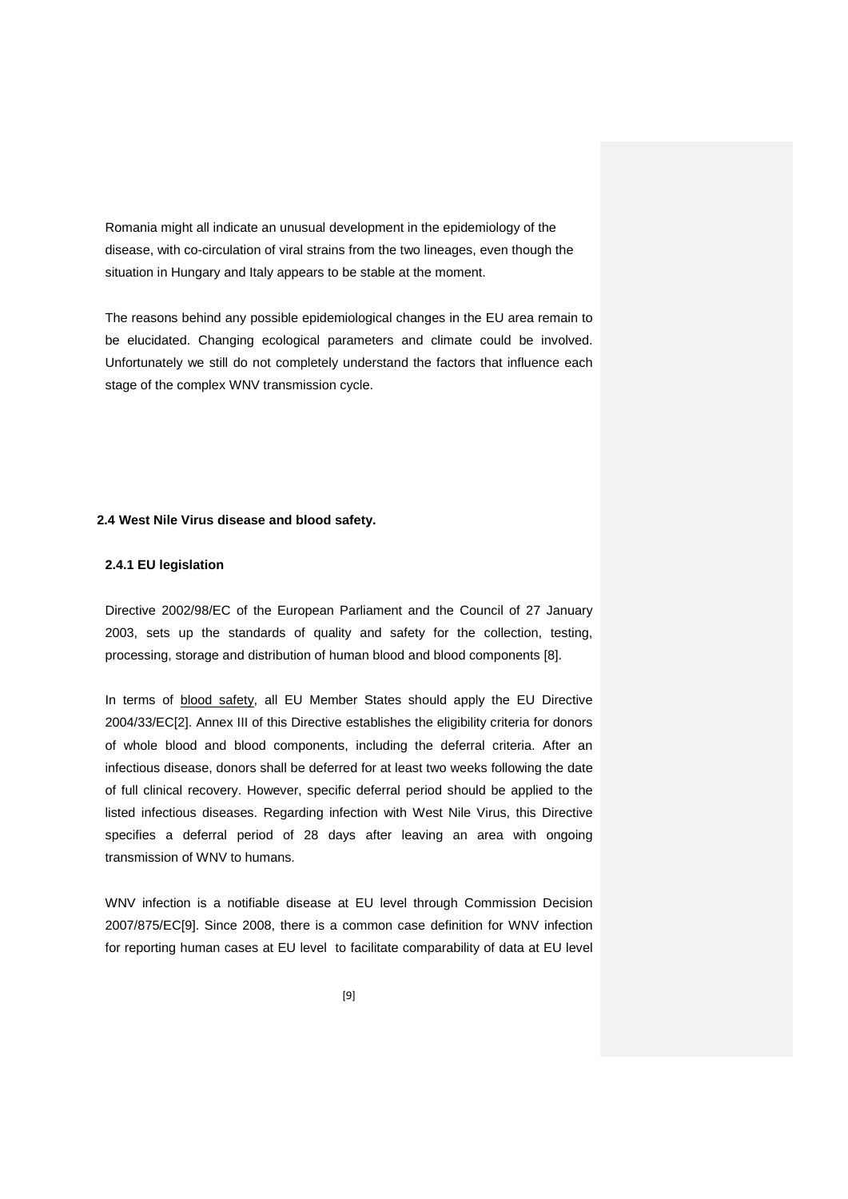Romania might all indicate an unusual development in the epidemiology of the disease, with co-circulation of viral strains from the two lineages, even though the situation in Hungary and Italy appears to be stable at the moment.

The reasons behind any possible epidemiological changes in the EU area remain to be elucidated. Changing ecological parameters and climate could be involved. Unfortunately we still do not completely understand the factors that influence each stage of the complex WNV transmission cycle.

## 2.4 West Nile Virus disease and blood safety.

### 2.4.1 EU legislation

Directive 2002/98/EC of the European Parliament and the Council of 27 January 2003, sets up the standards of quality and safety for the collection, testing, processing, storage and distribution of human blood and blood components [8].

In terms of blood safety, all EU Member States should apply the EU Directive 2004/33/EC[2]. Annex III of this Directive establishes the eligibility criteria for donors of whole blood and blood components, including the deferral criteria. After an infectious disease, donors shall be deferred for at least two weeks following the date of full clinical recovery. However, specific deferral period should be applied to the listed infectious diseases. Regarding infection with West Nile Virus, this Directive specifies a deferral period of 28 days after leaving an area with ongoing transmission of WNV to humans.

WNV infection is a notifiable disease at EU level through Commission Decision 2007/875/EC[9]. Since 2008, there is a common case definition for WNV infection for reporting human cases at EU level to facilitate comparability of data at EU level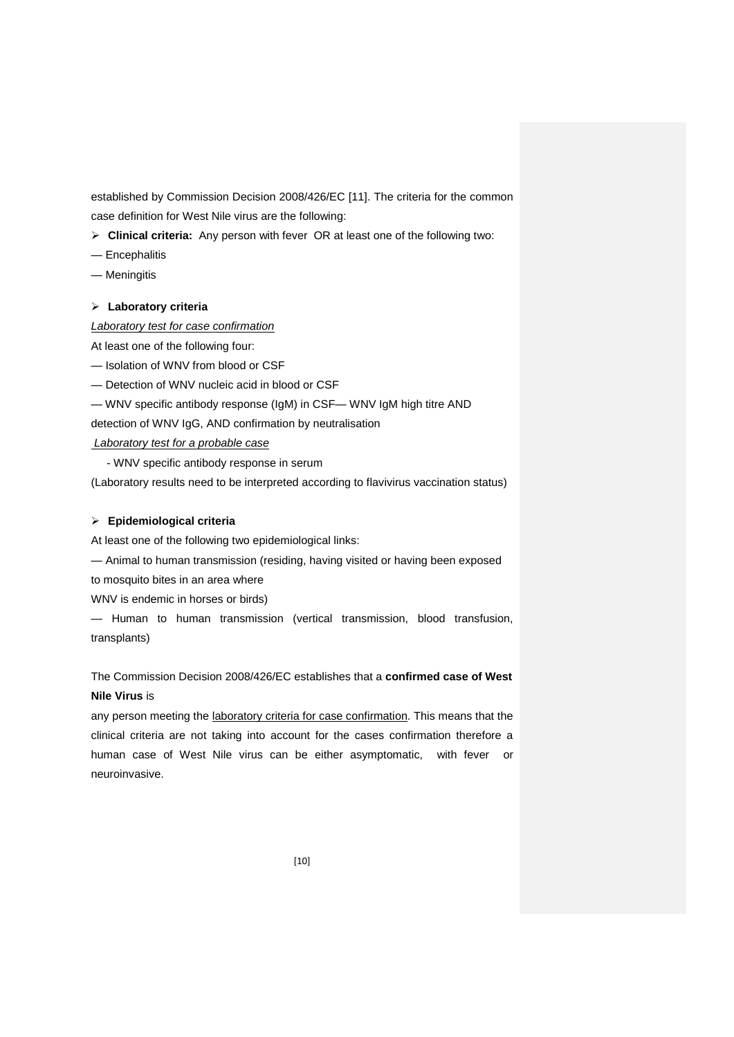established by Commission Decision 2008/426/EC [11]. The criteria for the common case definition for West Nile virus are the following:

- **Clinical criteria:** Any person with fever OR at least one of the following two:

— Encephalitis

— Meningitis

- **Laboratory criteria**

<u>*Laboratory test for case confirmation*</u>

At least one of the following four:

— Isolation of WNV from blood or CSF

— Detection of WNV nucleic acid in blood or CSF

— WNV specific antibody response (IgM) in CSF— WNV IgM high titre AND detection of WNV IgG, AND confirmation by neutralisation

<u>*Laboratory test for a probable case*</u>

- WNV specific antibody response in serum

(Laboratory results need to be interpreted according to flavivirus vaccination status)

- **Epidemiological criteria**

At least one of the following two epidemiological links:

— Animal to human transmission (residing, having visited or having been exposed to mosquito bites in an area where WNV is endemic in horses or birds)

— Human to human transmission (vertical transmission, blood transfusion, transplants)

The Commission Decision 2008/426/EC establishes that a **confirmed case of West Nile Virus** is any person meeting the <u>laboratory criteria for case confirmation</u>. This means that the clinical criteria are not taking into account for the cases confirmation therefore a human case of West Nile virus can be either asymptomatic, with fever or neuroinvasive.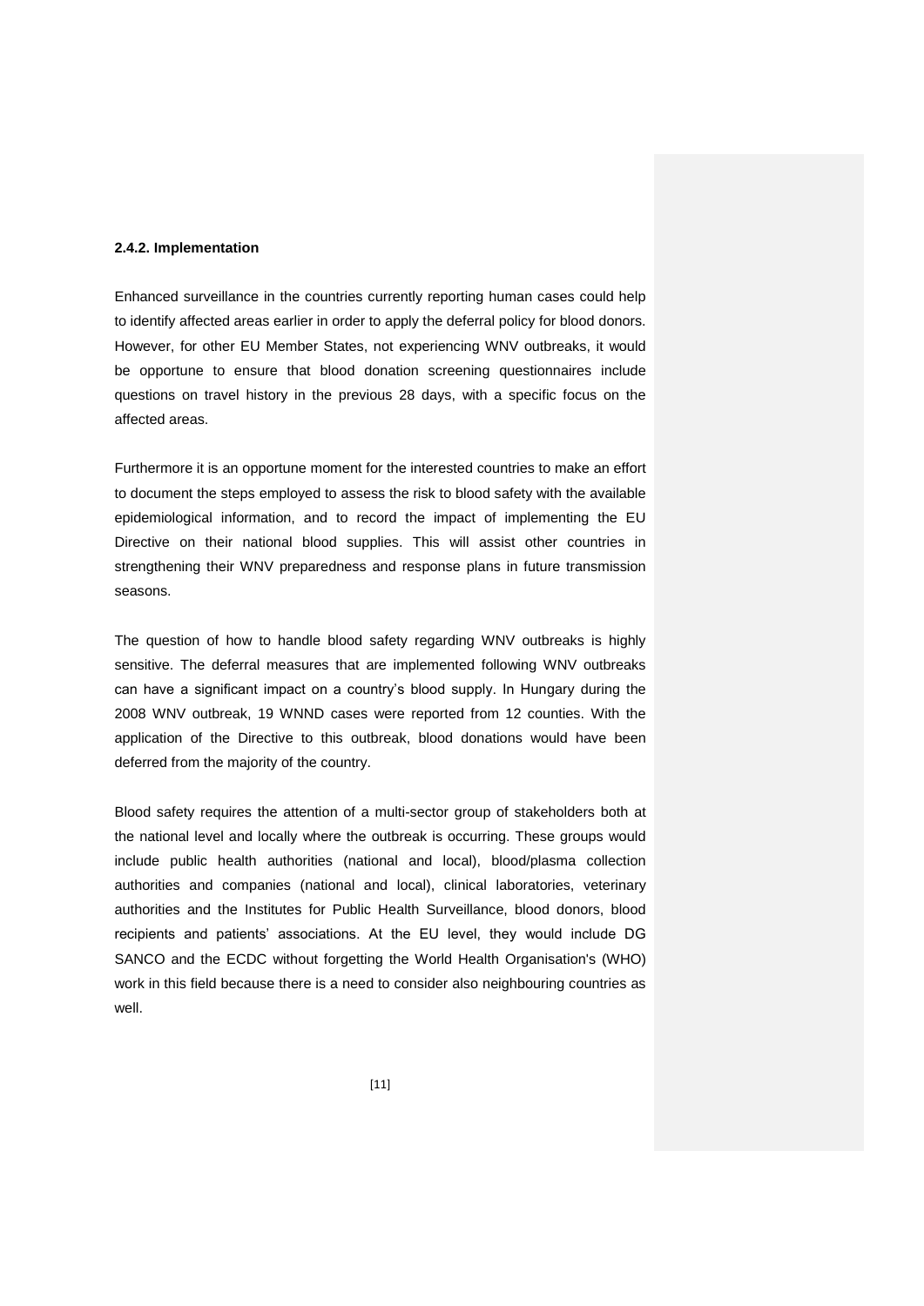#### 2.4.2. Implementation

Enhanced surveillance in the countries currently reporting human cases could help to identify affected areas earlier in order to apply the deferral policy for blood donors. However, for other EU Member States, not experiencing WNV outbreaks, it would be opportune to ensure that blood donation screening questionnaires include questions on travel history in the previous 28 days, with a specific focus on the affected areas.

Furthermore it is an opportune moment for the interested countries to make an effort to document the steps employed to assess the risk to blood safety with the available epidemiological information, and to record the impact of implementing the EU Directive on their national blood supplies. This will assist other countries in strengthening their WNV preparedness and response plans in future transmission seasons.

The question of how to handle blood safety regarding WNV outbreaks is highly sensitive. The deferral measures that are implemented following WNV outbreaks can have a significant impact on a country's blood supply. In Hungary during the 2008 WNV outbreak, 19 WNND cases were reported from 12 counties. With the application of the Directive to this outbreak, blood donations would have been deferred from the majority of the country.

Blood safety requires the attention of a multi-sector group of stakeholders both at the national level and locally where the outbreak is occurring. These groups would include public health authorities (national and local), blood/plasma collection authorities and companies (national and local), clinical laboratories, veterinary authorities and the Institutes for Public Health Surveillance, blood donors, blood recipients and patients' associations. At the EU level, they would include DG SANCO and the ECDC without forgetting the World Health Organisation's (WHO) work in this field because there is a need to consider also neighbouring countries as well.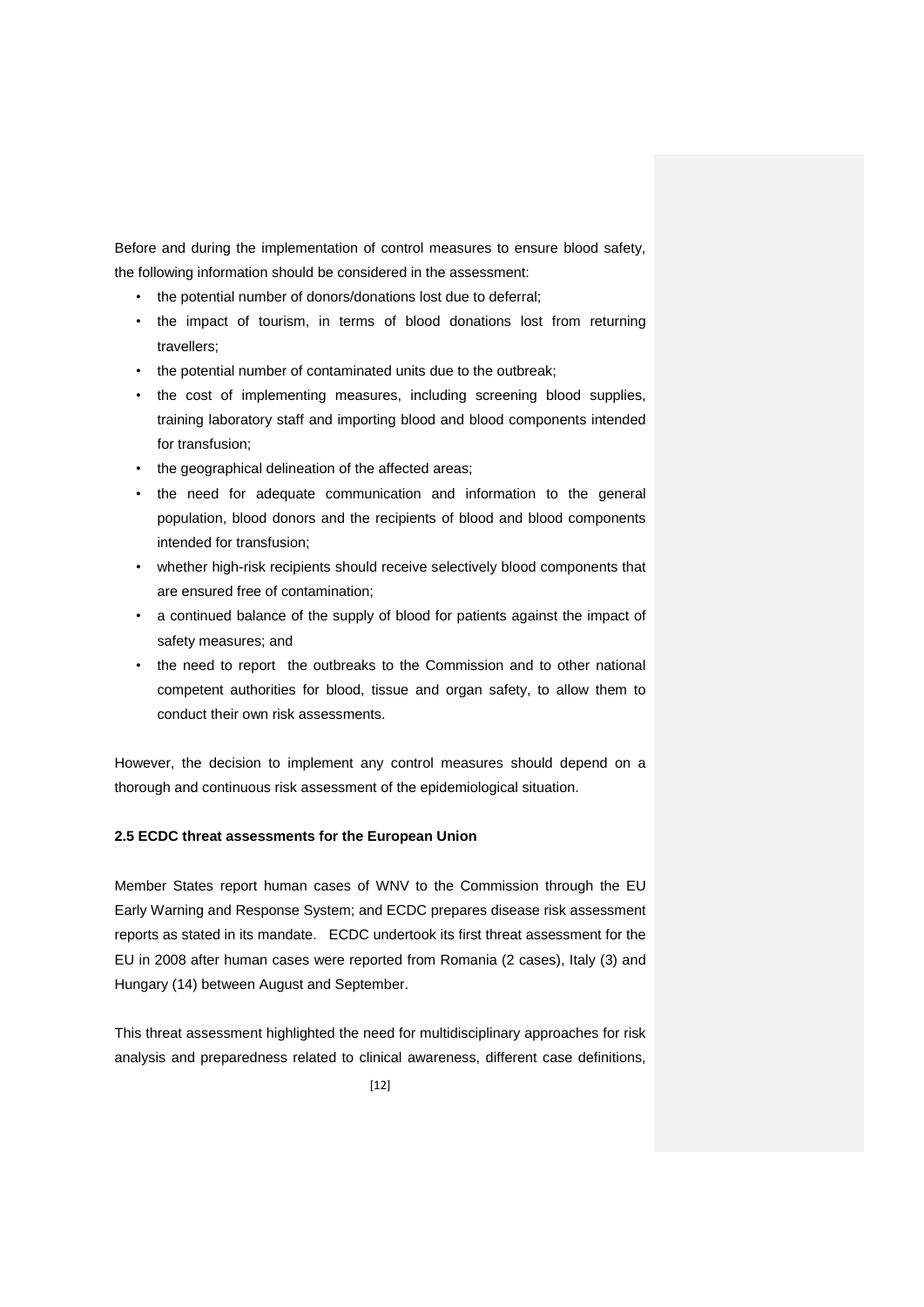Before and during the implementation of control measures to ensure blood safety, the following information should be considered in the assessment:

- the potential number of donors/donations lost due to deferral;
- the impact of tourism, in terms of blood donations lost from returning travellers;
- the potential number of contaminated units due to the outbreak;
- the cost of implementing measures, including screening blood supplies, training laboratory staff and importing blood and blood components intended for transfusion;
- the geographical delineation of the affected areas;
- the need for adequate communication and information to the general population, blood donors and the recipients of blood and blood components intended for transfusion;
- whether high-risk recipients should receive selectively blood components that are ensured free of contamination;
- a continued balance of the supply of blood for patients against the impact of safety measures; and
- the need to report the outbreaks to the Commission and to other national competent authorities for blood, tissue and organ safety, to allow them to conduct their own risk assessments.

However, the decision to implement any control measures should depend on a thorough and continuous risk assessment of the epidemiological situation.

**2.5 ECDC threat assessments for the European Union**

Member States report human cases of WNV to the Commission through the EU Early Warning and Response System; and ECDC prepares disease risk assessment reports as stated in its mandate. ECDC undertook its first threat assessment for the EU in 2008 after human cases were reported from Romania (2 cases), Italy (3) and Hungary (14) between August and September.

This threat assessment highlighted the need for multidisciplinary approaches for risk analysis and preparedness related to clinical awareness, different case definitions,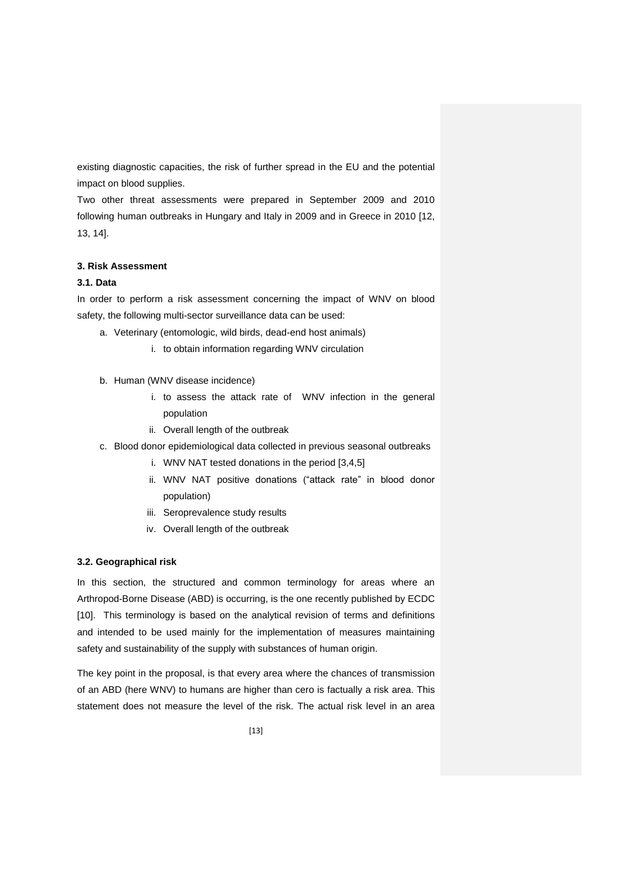existing diagnostic capacities, the risk of further spread in the EU and the potential impact on blood supplies.

Two other threat assessments were prepared in September 2009 and 2010 following human outbreaks in Hungary and Italy in 2009 and in Greece in 2010 [12, 13, 14].

### 3. Risk Assessment

#### 3.1. Data

In order to perform a risk assessment concerning the impact of WNV on blood safety, the following multi-sector surveillance data can be used:

a. Veterinary (entomologic, wild birds, dead-end host animals)
   i. to obtain information regarding WNV circulation

b. Human (WNV disease incidence)
   i. to assess the attack rate of WNV infection in the general population
   ii. Overall length of the outbreak

c. Blood donor epidemiological data collected in previous seasonal outbreaks
   i. WNV NAT tested donations in the period [3,4,5]
   ii. WNV NAT positive donations ("attack rate" in blood donor population)
   iii. Seroprevalence study results
   iv. Overall length of the outbreak

#### 3.2. Geographical risk

In this section, the structured and common terminology for areas where an Arthropod-Borne Disease (ABD) is occurring, is the one recently published by ECDC [10]. This terminology is based on the analytical revision of terms and definitions and intended to be used mainly for the implementation of measures maintaining safety and sustainability of the supply with substances of human origin.

The key point in the proposal, is that every area where the chances of transmission of an ABD (here WNV) to humans are higher than cero is factually a risk area. This statement does not measure the level of the risk. The actual risk level in an area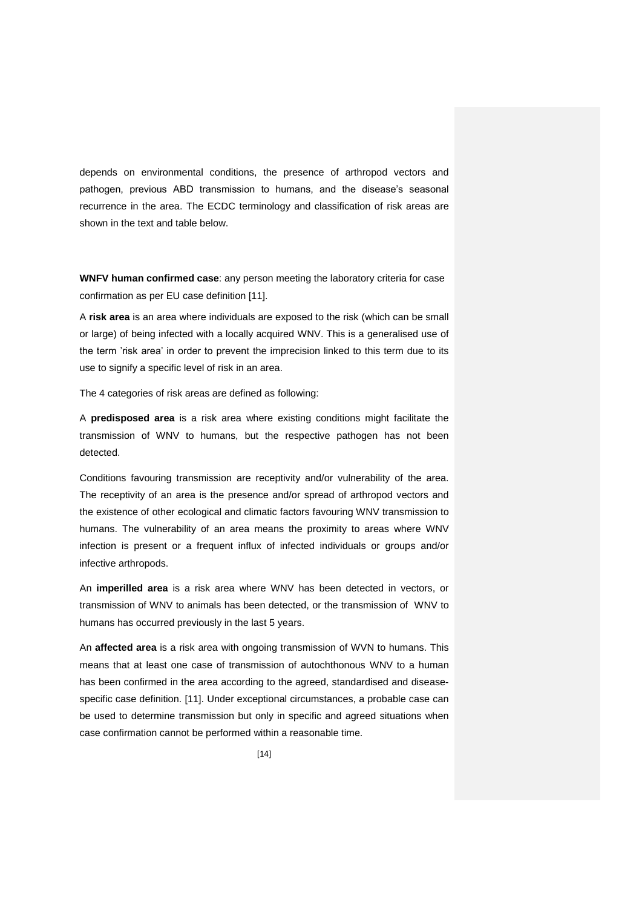depends on environmental conditions, the presence of arthropod vectors and pathogen, previous ABD transmission to humans, and the disease's seasonal recurrence in the area. The ECDC terminology and classification of risk areas are shown in the text and table below.

**WNFV human confirmed case**: any person meeting the laboratory criteria for case confirmation as per EU case definition [11].

A **risk area** is an area where individuals are exposed to the risk (which can be small or large) of being infected with a locally acquired WNV. This is a generalised use of the term 'risk area' in order to prevent the imprecision linked to this term due to its use to signify a specific level of risk in an area.

The 4 categories of risk areas are defined as following:

A **predisposed area** is a risk area where existing conditions might facilitate the transmission of WNV to humans, but the respective pathogen has not been detected.

Conditions favouring transmission are receptivity and/or vulnerability of the area. The receptivity of an area is the presence and/or spread of arthropod vectors and the existence of other ecological and climatic factors favouring WNV transmission to humans. The vulnerability of an area means the proximity to areas where WNV infection is present or a frequent influx of infected individuals or groups and/or infective arthropods.

An **imperilled area** is a risk area where WNV has been detected in vectors, or transmission of WNV to animals has been detected, or the transmission of WNV to humans has occurred previously in the last 5 years.

An **affected area** is a risk area with ongoing transmission of WVN to humans. This means that at least one case of transmission of autochthonous WNV to a human has been confirmed in the area according to the agreed, standardised and disease-specific case definition. [11]. Under exceptional circumstances, a probable case can be used to determine transmission but only in specific and agreed situations when case confirmation cannot be performed within a reasonable time.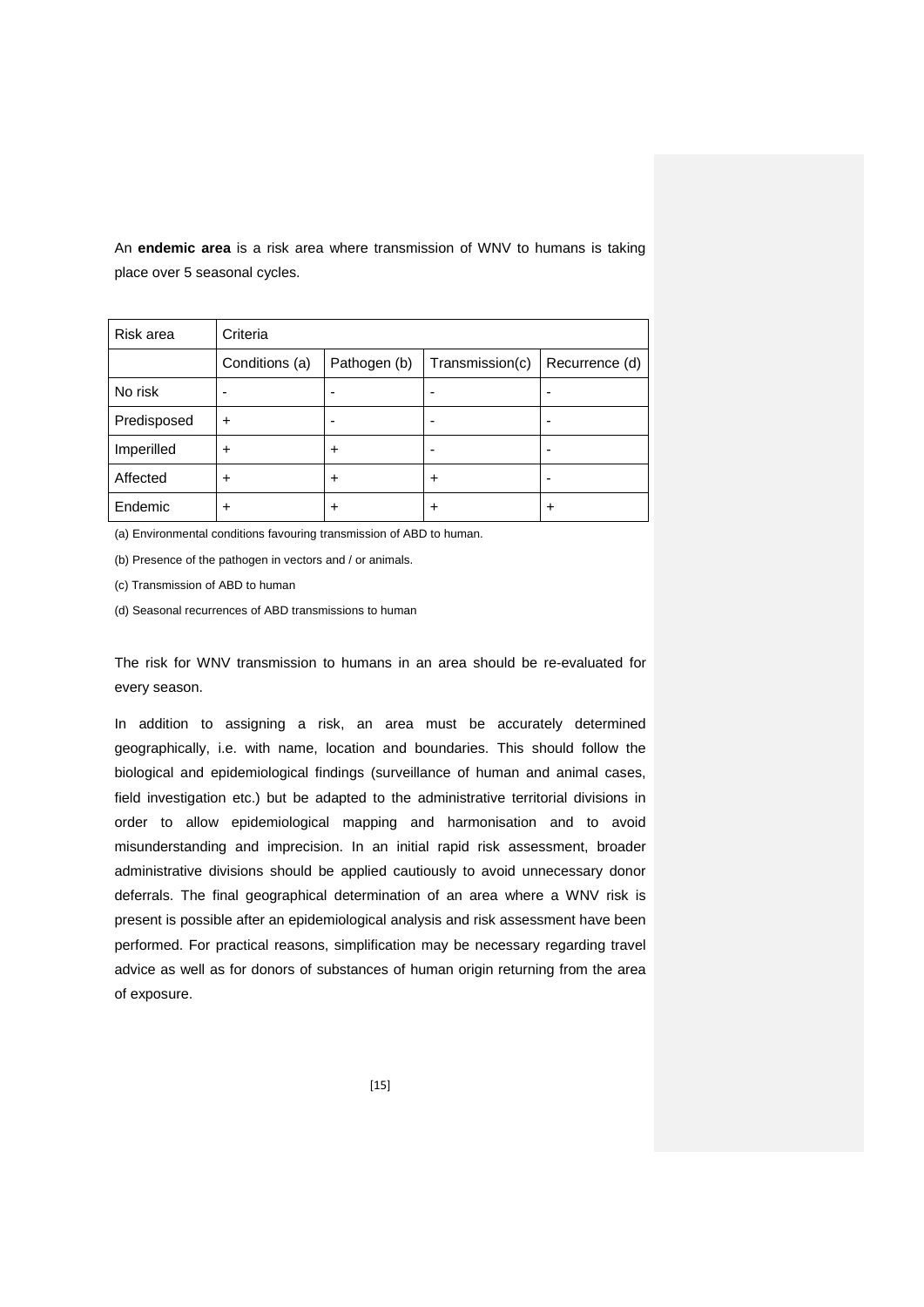An **endemic area** is a risk area where transmission of WNV to humans is taking place over 5 seasonal cycles.

| Risk area | Criteria | | | |
|---|---|---|---|---|
| | Conditions (a) | Pathogen (b) | Transmission(c) | Recurrence (d) |
| No risk | - | - | - | - |
| Predisposed | + | - | - | - |
| Imperilled | + | + | - | - |
| Affected | + | + | + | - |
| Endemic | + | + | + | + |

(a) Environmental conditions favouring transmission of ABD to human.

(b) Presence of the pathogen in vectors and / or animals.

(c) Transmission of ABD to human

(d) Seasonal recurrences of ABD transmissions to human

The risk for WNV transmission to humans in an area should be re-evaluated for every season.

In addition to assigning a risk, an area must be accurately determined geographically, i.e. with name, location and boundaries. This should follow the biological and epidemiological findings (surveillance of human and animal cases, field investigation etc.) but be adapted to the administrative territorial divisions in order to allow epidemiological mapping and harmonisation and to avoid misunderstanding and imprecision. In an initial rapid risk assessment, broader administrative divisions should be applied cautiously to avoid unnecessary donor deferrals. The final geographical determination of an area where a WNV risk is present is possible after an epidemiological analysis and risk assessment have been performed. For practical reasons, simplification may be necessary regarding travel advice as well as for donors of substances of human origin returning from the area of exposure.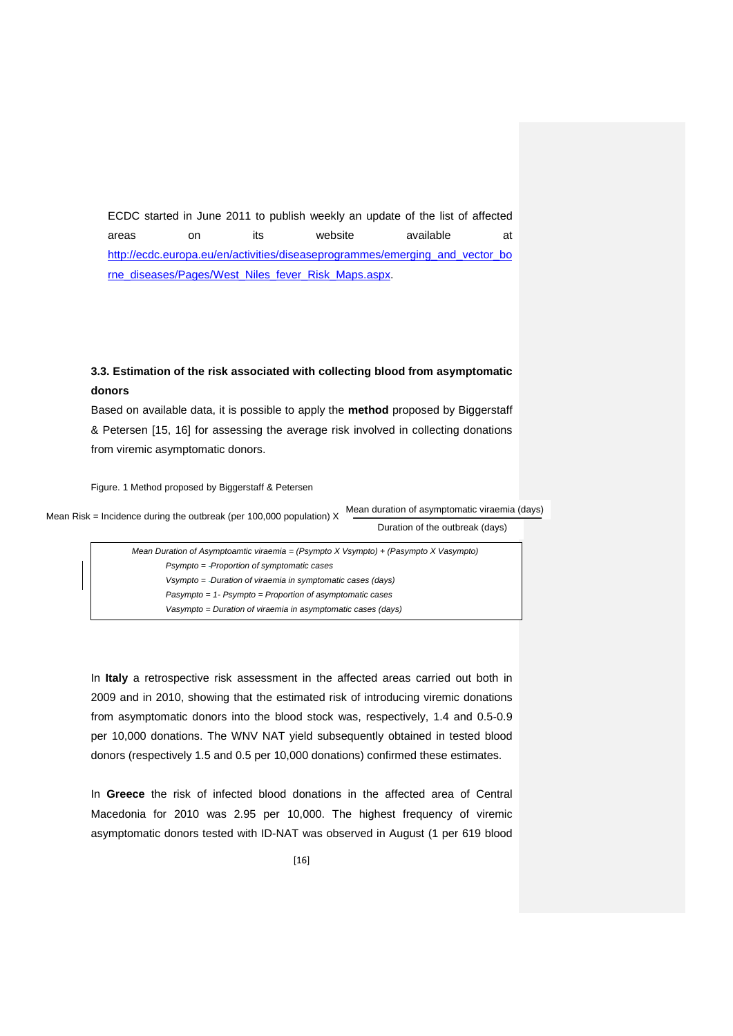ECDC started in June 2011 to publish weekly an update of the list of affected areas on its website available at http://ecdc.europa.eu/en/activities/diseaseprogrammes/emerging_and_vector_borne_diseases/Pages/West_Niles_fever_Risk_Maps.aspx.

### 3.3. Estimation of the risk associated with collecting blood from asymptomatic donors

Based on available data, it is possible to apply the **method** proposed by Biggerstaff & Petersen [15, 16] for assessing the average risk involved in collecting donations from viremic asymptomatic donors.

Figure. 1 Method proposed by Biggerstaff & Petersen

$$\text{Mean Risk} = \text{Incidence during the outbreak (per 100,000 population)} \times \frac{\text{Mean duration of asymptomatic viraemia (days)}}{\text{Duration of the outbreak (days)}}$$

*Mean Duration of Asymptoamtic viraemia = (Psympto X Vsympto) + (Pasympto X Vasympto)*

*Psympto = Proportion of symptomatic cases*

*Vsympto = Duration of viraemia in symptomatic cases (days)*

*Pasympto = 1- Psympto = Proportion of asymptomatic cases*

*Vasympto = Duration of viraemia in asymptomatic cases (days)*

In **Italy** a retrospective risk assessment in the affected areas carried out both in 2009 and in 2010, showing that the estimated risk of introducing viremic donations from asymptomatic donors into the blood stock was, respectively, 1.4 and 0.5-0.9 per 10,000 donations. The WNV NAT yield subsequently obtained in tested blood donors (respectively 1.5 and 0.5 per 10,000 donations) confirmed these estimates.

In **Greece** the risk of infected blood donations in the affected area of Central Macedonia for 2010 was 2.95 per 10,000. The highest frequency of viremic asymptomatic donors tested with ID-NAT was observed in August (1 per 619 blood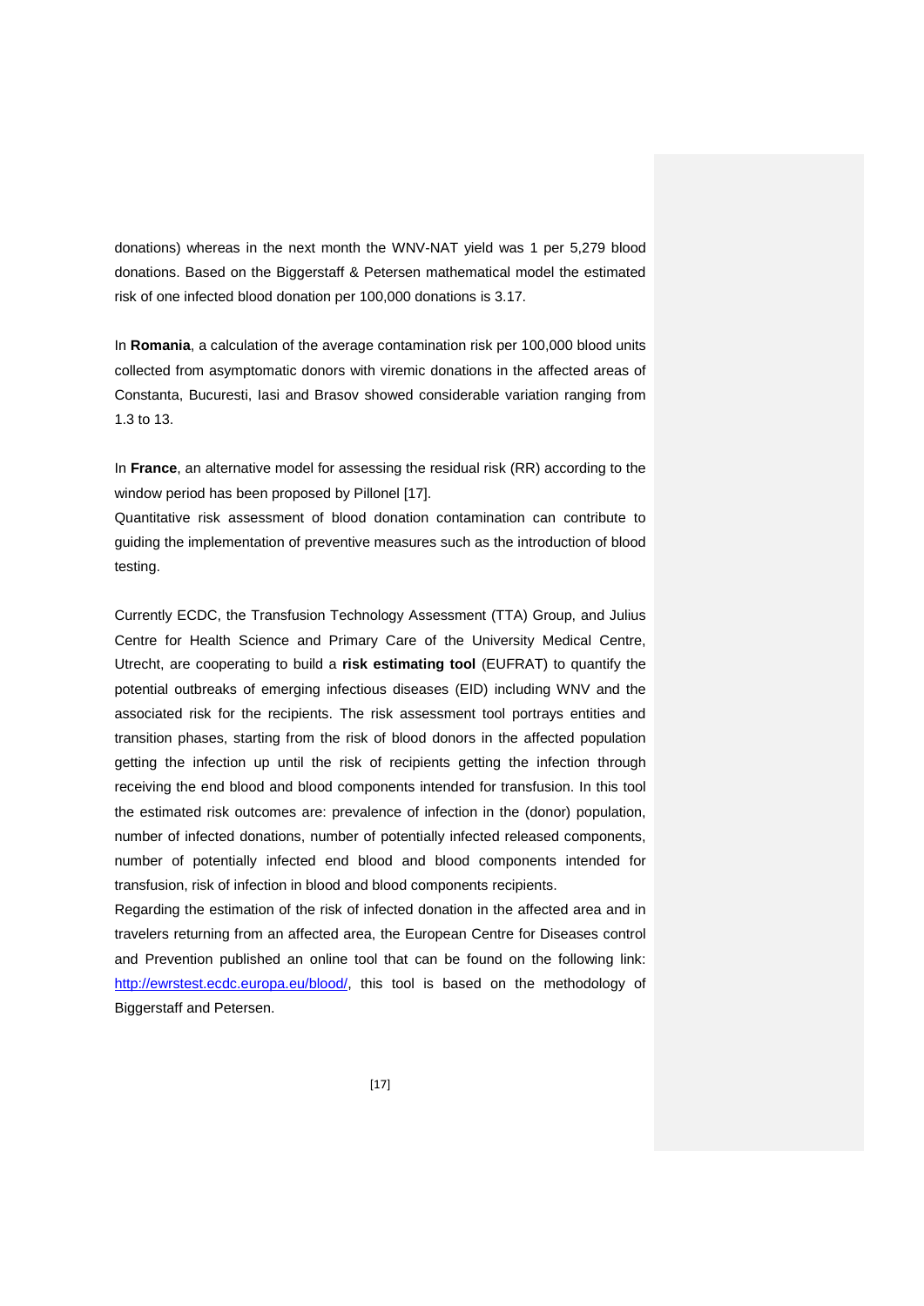donations) whereas in the next month the WNV-NAT yield was 1 per 5,279 blood donations. Based on the Biggerstaff & Petersen mathematical model the estimated risk of one infected blood donation per 100,000 donations is 3.17.

In **Romania**, a calculation of the average contamination risk per 100,000 blood units collected from asymptomatic donors with viremic donations in the affected areas of Constanta, Bucuresti, Iasi and Brasov showed considerable variation ranging from 1.3 to 13.

In **France**, an alternative model for assessing the residual risk (RR) according to the window period has been proposed by Pillonel [17].

Quantitative risk assessment of blood donation contamination can contribute to guiding the implementation of preventive measures such as the introduction of blood testing.

Currently ECDC, the Transfusion Technology Assessment (TTA) Group, and Julius Centre for Health Science and Primary Care of the University Medical Centre, Utrecht, are cooperating to build a **risk estimating tool** (EUFRAT) to quantify the potential outbreaks of emerging infectious diseases (EID) including WNV and the associated risk for the recipients. The risk assessment tool portrays entities and transition phases, starting from the risk of blood donors in the affected population getting the infection up until the risk of recipients getting the infection through receiving the end blood and blood components intended for transfusion. In this tool the estimated risk outcomes are: prevalence of infection in the (donor) population, number of infected donations, number of potentially infected released components, number of potentially infected end blood and blood components intended for transfusion, risk of infection in blood and blood components recipients.

Regarding the estimation of the risk of infected donation in the affected area and in travelers returning from an affected area, the European Centre for Diseases control and Prevention published an online tool that can be found on the following link: http://ewrstest.ecdc.europa.eu/blood/, this tool is based on the methodology of Biggerstaff and Petersen.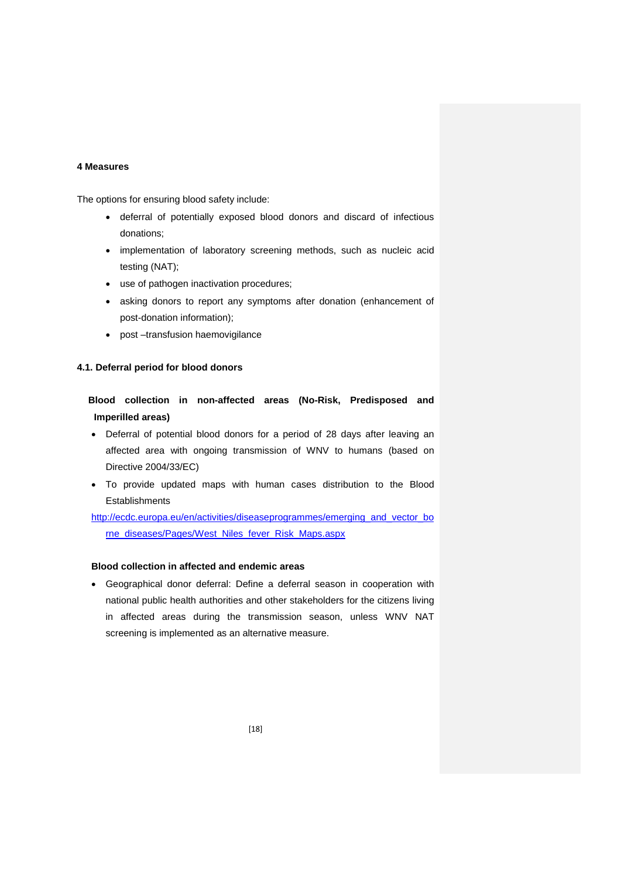## 4 Measures

The options for ensuring blood safety include:

- deferral of potentially exposed blood donors and discard of infectious donations;
- implementation of laboratory screening methods, such as nucleic acid testing (NAT);
- use of pathogen inactivation procedures;
- asking donors to report any symptoms after donation (enhancement of post-donation information);
- post –transfusion haemovigilance

### 4.1. Deferral period for blood donors

**Blood collection in non-affected areas (No-Risk, Predisposed and Imperilled areas)**

- Deferral of potential blood donors for a period of 28 days after leaving an affected area with ongoing transmission of WNV to humans (based on Directive 2004/33/EC)
- To provide updated maps with human cases distribution to the Blood Establishments

http://ecdc.europa.eu/en/activities/diseaseprogrammes/emerging_and_vector_borne_diseases/Pages/West_Niles_fever_Risk_Maps.aspx

**Blood collection in affected and endemic areas**

- Geographical donor deferral: Define a deferral season in cooperation with national public health authorities and other stakeholders for the citizens living in affected areas during the transmission season, unless WNV NAT screening is implemented as an alternative measure.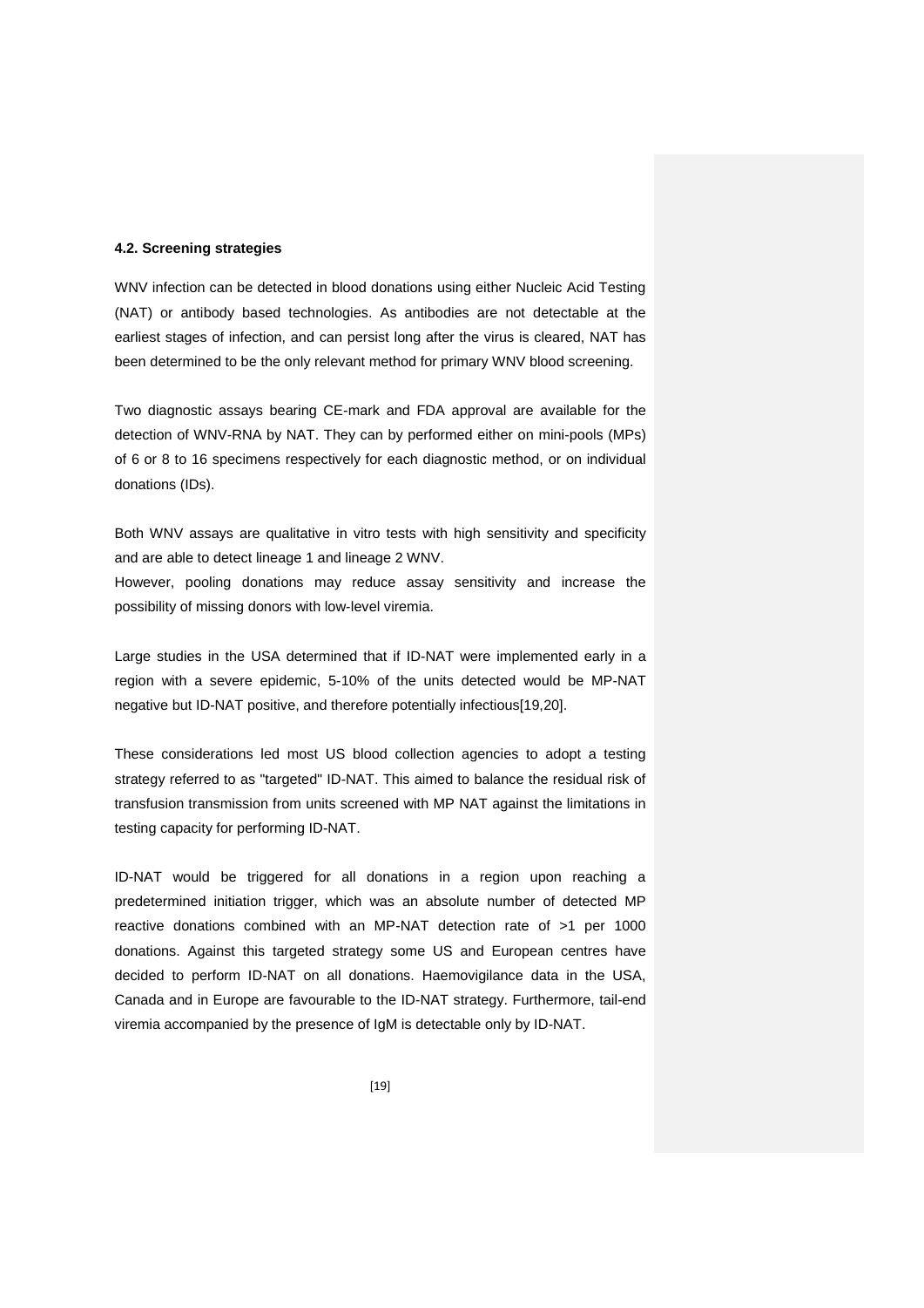### 4.2. Screening strategies

WNV infection can be detected in blood donations using either Nucleic Acid Testing (NAT) or antibody based technologies. As antibodies are not detectable at the earliest stages of infection, and can persist long after the virus is cleared, NAT has been determined to be the only relevant method for primary WNV blood screening.

Two diagnostic assays bearing CE-mark and FDA approval are available for the detection of WNV-RNA by NAT. They can by performed either on mini-pools (MPs) of 6 or 8 to 16 specimens respectively for each diagnostic method, or on individual donations (IDs).

Both WNV assays are qualitative in vitro tests with high sensitivity and specificity and are able to detect lineage 1 and lineage 2 WNV.
However, pooling donations may reduce assay sensitivity and increase the possibility of missing donors with low-level viremia.

Large studies in the USA determined that if ID-NAT were implemented early in a region with a severe epidemic, 5-10% of the units detected would be MP-NAT negative but ID-NAT positive, and therefore potentially infectious[19,20].

These considerations led most US blood collection agencies to adopt a testing strategy referred to as "targeted" ID-NAT. This aimed to balance the residual risk of transfusion transmission from units screened with MP NAT against the limitations in testing capacity for performing ID-NAT.

ID-NAT would be triggered for all donations in a region upon reaching a predetermined initiation trigger, which was an absolute number of detected MP reactive donations combined with an MP-NAT detection rate of >1 per 1000 donations. Against this targeted strategy some US and European centres have decided to perform ID-NAT on all donations. Haemovigilance data in the USA, Canada and in Europe are favourable to the ID-NAT strategy. Furthermore, tail-end viremia accompanied by the presence of IgM is detectable only by ID-NAT.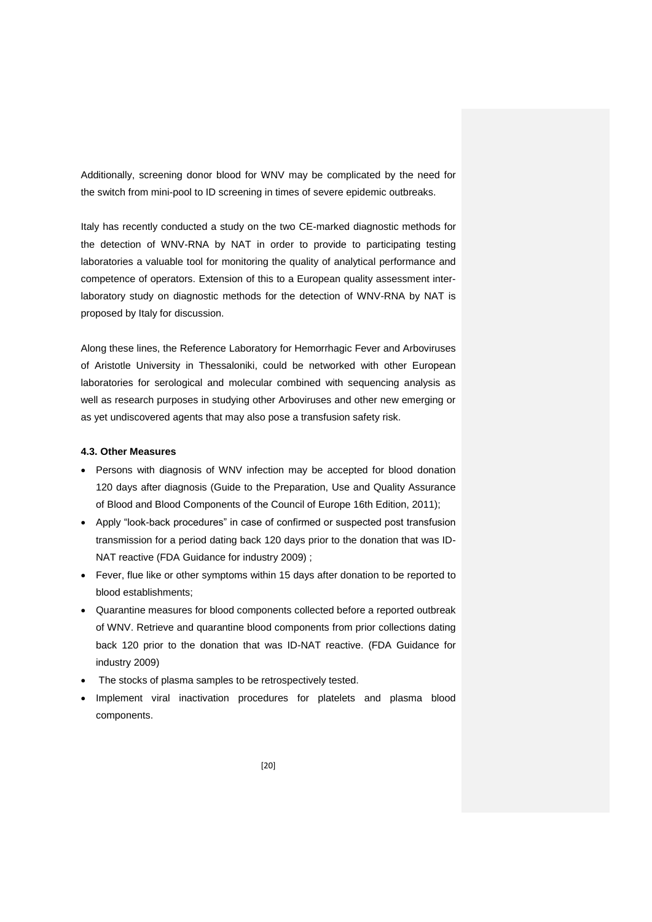Additionally, screening donor blood for WNV may be complicated by the need for the switch from mini-pool to ID screening in times of severe epidemic outbreaks.

Italy has recently conducted a study on the two CE-marked diagnostic methods for the detection of WNV-RNA by NAT in order to provide to participating testing laboratories a valuable tool for monitoring the quality of analytical performance and competence of operators. Extension of this to a European quality assessment inter-laboratory study on diagnostic methods for the detection of WNV-RNA by NAT is proposed by Italy for discussion.

Along these lines, the Reference Laboratory for Hemorrhagic Fever and Arboviruses of Aristotle University in Thessaloniki, could be networked with other European laboratories for serological and molecular combined with sequencing analysis as well as research purposes in studying other Arboviruses and other new emerging or as yet undiscovered agents that may also pose a transfusion safety risk.

#### 4.3. Other Measures

- Persons with diagnosis of WNV infection may be accepted for blood donation 120 days after diagnosis (Guide to the Preparation, Use and Quality Assurance of Blood and Blood Components of the Council of Europe 16th Edition, 2011);
- Apply "look-back procedures" in case of confirmed or suspected post transfusion transmission for a period dating back 120 days prior to the donation that was ID-NAT reactive (FDA Guidance for industry 2009) ;
- Fever, flue like or other symptoms within 15 days after donation to be reported to blood establishments;
- Quarantine measures for blood components collected before a reported outbreak of WNV. Retrieve and quarantine blood components from prior collections dating back 120 prior to the donation that was ID-NAT reactive. (FDA Guidance for industry 2009)
- The stocks of plasma samples to be retrospectively tested.
- Implement viral inactivation procedures for platelets and plasma blood components.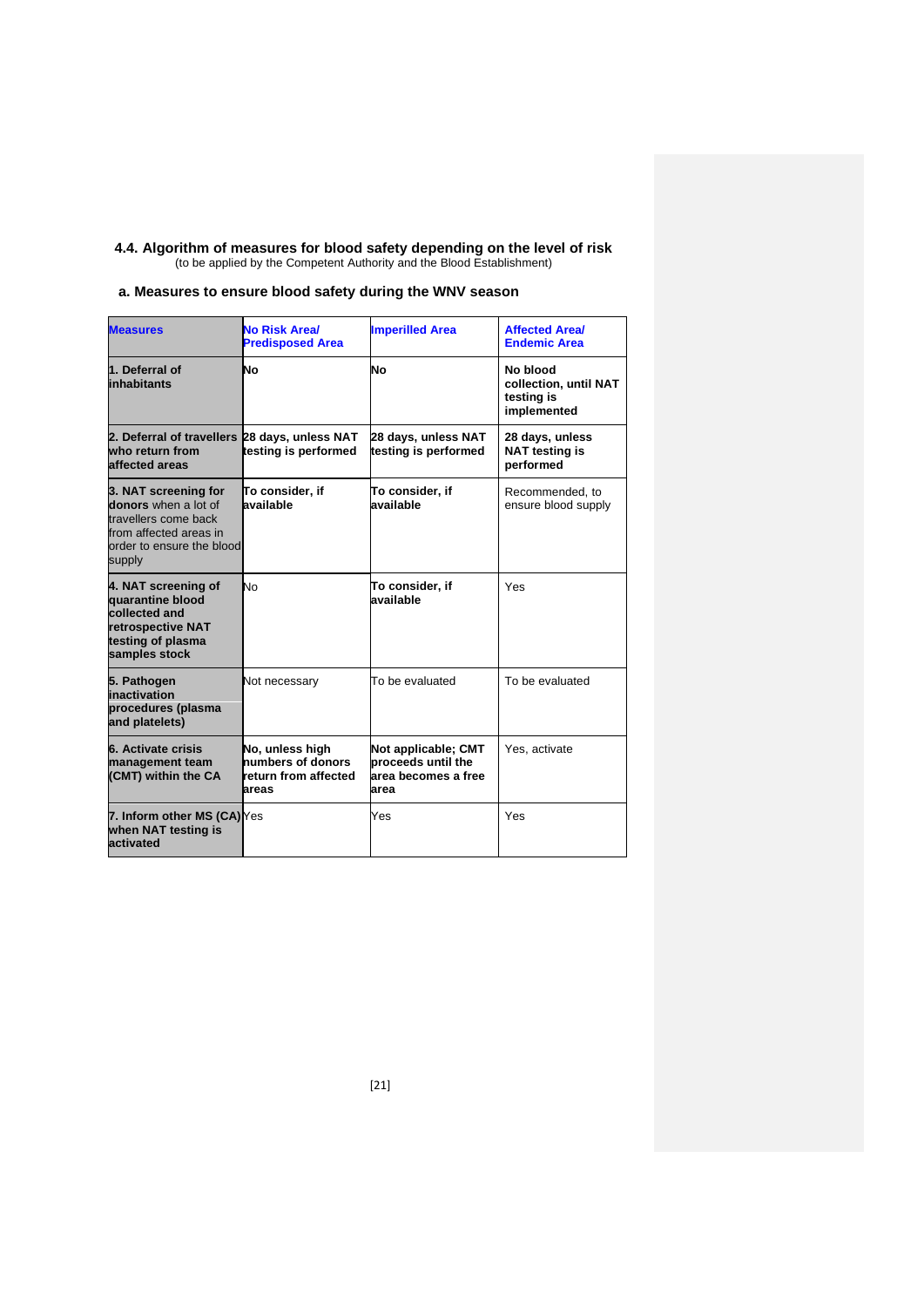### 4.4. Algorithm of measures for blood safety depending on the level of risk

(to be applied by the Competent Authority and the Blood Establishment)

#### a. Measures to ensure blood safety during the WNV season

| **Measures** | **No Risk Area/ Predisposed Area** | **Imperilled Area** | **Affected Area/ Endemic Area** |
|---|---|---|---|
| **1. Deferral of inhabitants** | **No** | **No** | **No blood collection, until NAT testing is implemented** |
| **2. Deferral of travellers who return from affected areas** | **28 days, unless NAT testing is performed** | **28 days, unless NAT testing is performed** | **28 days, unless NAT testing is performed** |
| **3. NAT screening for donors** when a lot of travellers come back from affected areas in order to ensure the blood supply | **To consider, if available** | **To consider, if available** | Recommended, to ensure blood supply |
| **4. NAT screening of quarantine blood collected and retrospective NAT testing of plasma samples stock** | No | **To consider, if available** | Yes |
| **5. Pathogen inactivation procedures (plasma and platelets)** | Not necessary | To be evaluated | To be evaluated |
| **6. Activate crisis management team (CMT) within the CA** | **No, unless high numbers of donors return from affected areas** | **Not applicable; CMT proceeds until the area becomes a free area** | Yes, activate |
| **7. Inform other MS (CA) when NAT testing is activated** | Yes | Yes | Yes |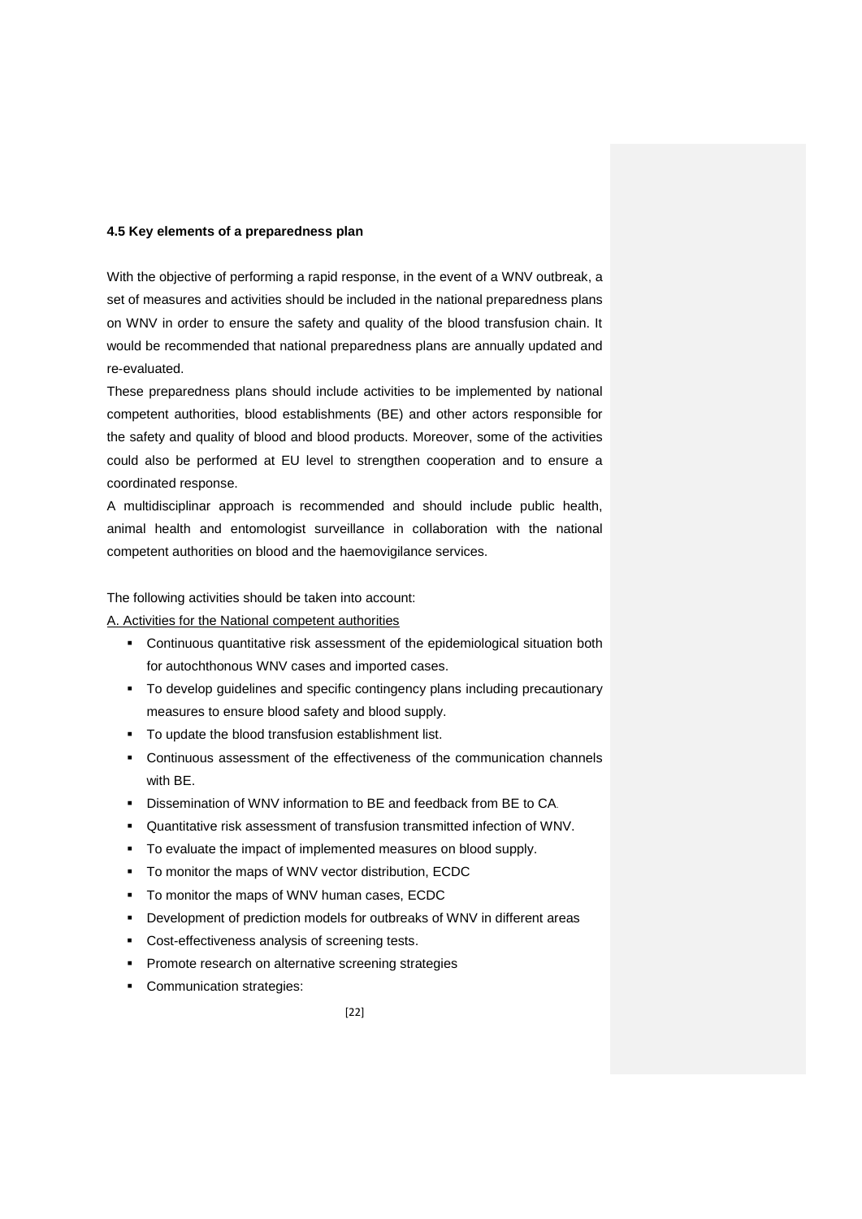#### 4.5 Key elements of a preparedness plan

With the objective of performing a rapid response, in the event of a WNV outbreak, a set of measures and activities should be included in the national preparedness plans on WNV in order to ensure the safety and quality of the blood transfusion chain. It would be recommended that national preparedness plans are annually updated and re-evaluated.

These preparedness plans should include activities to be implemented by national competent authorities, blood establishments (BE) and other actors responsible for the safety and quality of blood and blood products. Moreover, some of the activities could also be performed at EU level to strengthen cooperation and to ensure a coordinated response.

A multidisciplinar approach is recommended and should include public health, animal health and entomologist surveillance in collaboration with the national competent authorities on blood and the haemovigilance services.

The following activities should be taken into account:

<u>A. Activities for the National competent authorities</u>

- Continuous quantitative risk assessment of the epidemiological situation both for autochthonous WNV cases and imported cases.
- To develop guidelines and specific contingency plans including precautionary measures to ensure blood safety and blood supply.
- To update the blood transfusion establishment list.
- Continuous assessment of the effectiveness of the communication channels with BE.
- Dissemination of WNV information to BE and feedback from BE to CA.
- Quantitative risk assessment of transfusion transmitted infection of WNV.
- To evaluate the impact of implemented measures on blood supply.
- To monitor the maps of WNV vector distribution, ECDC
- To monitor the maps of WNV human cases, ECDC
- Development of prediction models for outbreaks of WNV in different areas
- Cost-effectiveness analysis of screening tests.
- Promote research on alternative screening strategies
- Communication strategies: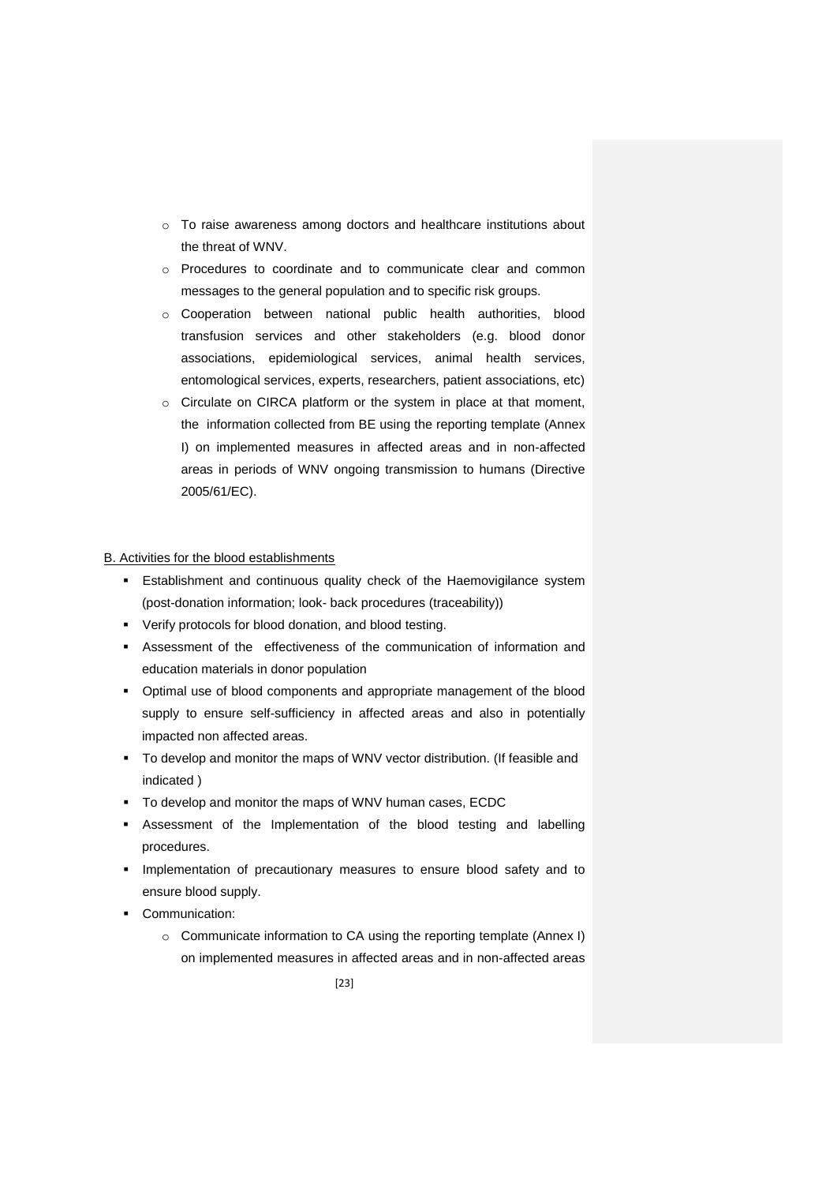- To raise awareness among doctors and healthcare institutions about the threat of WNV.
- Procedures to coordinate and to communicate clear and common messages to the general population and to specific risk groups.
- Cooperation between national public health authorities, blood transfusion services and other stakeholders (e.g. blood donor associations, epidemiological services, animal health services, entomological services, experts, researchers, patient associations, etc)
- Circulate on CIRCA platform or the system in place at that moment, the information collected from BE using the reporting template (Annex I) on implemented measures in affected areas and in non-affected areas in periods of WNV ongoing transmission to humans (Directive 2005/61/EC).

<u>B. Activities for the blood establishments</u>

- Establishment and continuous quality check of the Haemovigilance system (post-donation information; look- back procedures (traceability))
- Verify protocols for blood donation, and blood testing.
- Assessment of the effectiveness of the communication of information and education materials in donor population
- Optimal use of blood components and appropriate management of the blood supply to ensure self-sufficiency in affected areas and also in potentially impacted non affected areas.
- To develop and monitor the maps of WNV vector distribution. (If feasible and indicated )
- To develop and monitor the maps of WNV human cases, ECDC
- Assessment of the Implementation of the blood testing and labelling procedures.
- Implementation of precautionary measures to ensure blood safety and to ensure blood supply.
- Communication:
    - Communicate information to CA using the reporting template (Annex I) on implemented measures in affected areas and in non-affected areas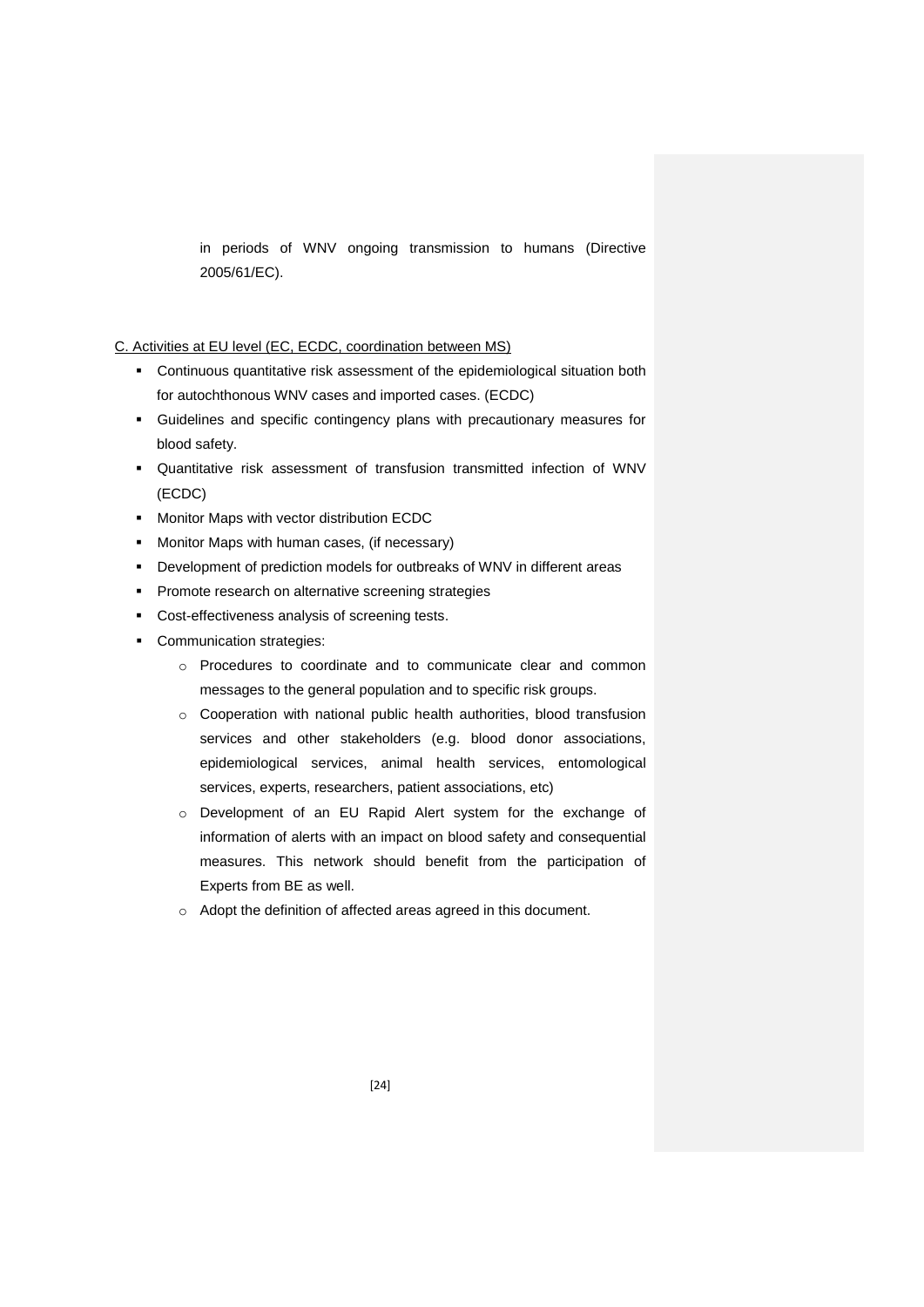in periods of WNV ongoing transmission to humans (Directive 2005/61/EC).

C. Activities at EU level (EC, ECDC, coordination between MS)

- Continuous quantitative risk assessment of the epidemiological situation both for autochthonous WNV cases and imported cases. (ECDC)
- Guidelines and specific contingency plans with precautionary measures for blood safety.
- Quantitative risk assessment of transfusion transmitted infection of WNV (ECDC)
- Monitor Maps with vector distribution ECDC
- Monitor Maps with human cases, (if necessary)
- Development of prediction models for outbreaks of WNV in different areas
- Promote research on alternative screening strategies
- Cost-effectiveness analysis of screening tests.
- Communication strategies:
  - Procedures to coordinate and to communicate clear and common messages to the general population and to specific risk groups.
  - Cooperation with national public health authorities, blood transfusion services and other stakeholders (e.g. blood donor associations, epidemiological services, animal health services, entomological services, experts, researchers, patient associations, etc)
  - Development of an EU Rapid Alert system for the exchange of information of alerts with an impact on blood safety and consequential measures. This network should benefit from the participation of Experts from BE as well.
  - Adopt the definition of affected areas agreed in this document.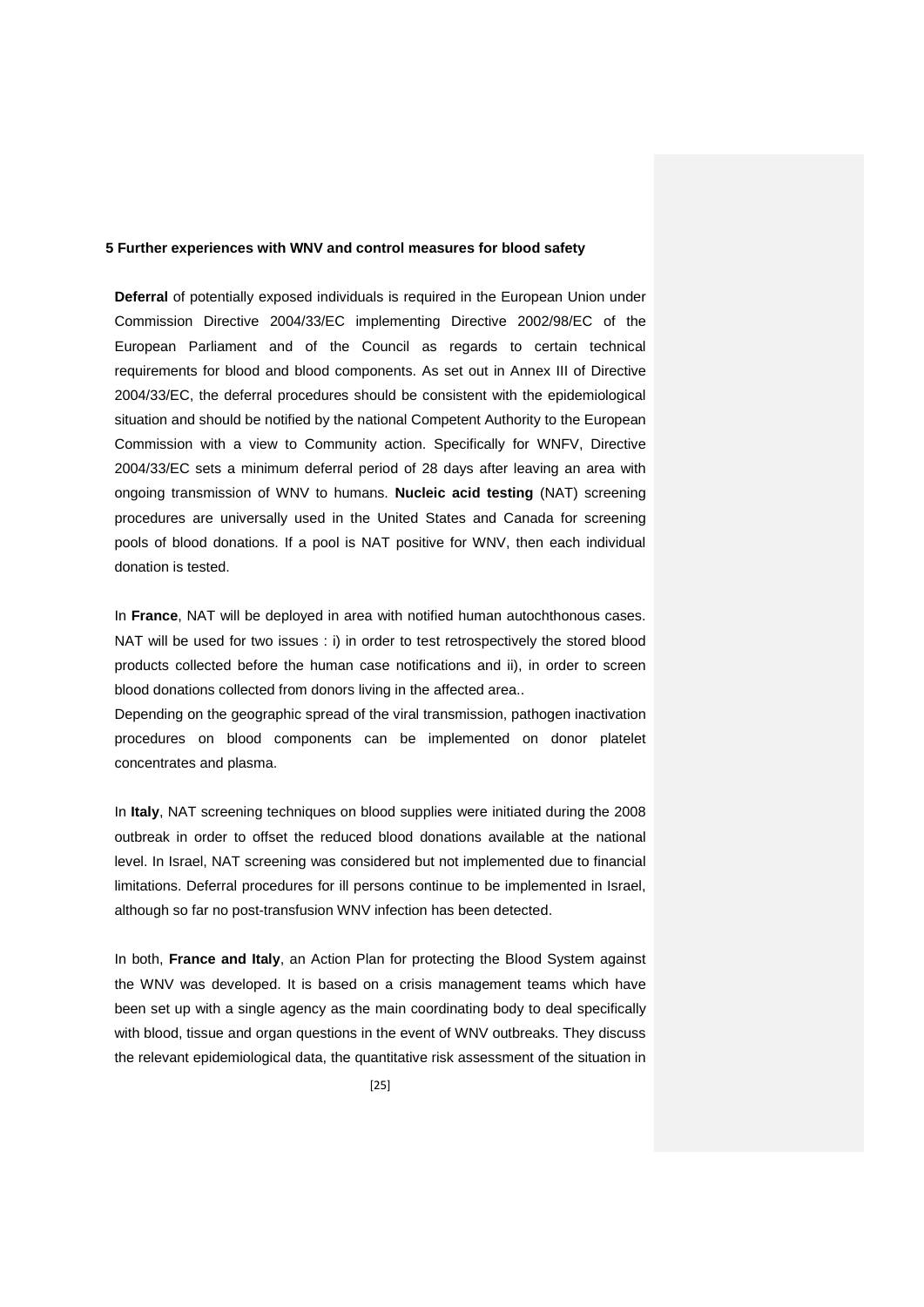## 5 Further experiences with WNV and control measures for blood safety

**Deferral** of potentially exposed individuals is required in the European Union under Commission Directive 2004/33/EC implementing Directive 2002/98/EC of the European Parliament and of the Council as regards to certain technical requirements for blood and blood components. As set out in Annex III of Directive 2004/33/EC, the deferral procedures should be consistent with the epidemiological situation and should be notified by the national Competent Authority to the European Commission with a view to Community action. Specifically for WNFV, Directive 2004/33/EC sets a minimum deferral period of 28 days after leaving an area with ongoing transmission of WNV to humans. **Nucleic acid testing** (NAT) screening procedures are universally used in the United States and Canada for screening pools of blood donations. If a pool is NAT positive for WNV, then each individual donation is tested.

In **France**, NAT will be deployed in area with notified human autochthonous cases. NAT will be used for two issues : i) in order to test retrospectively the stored blood products collected before the human case notifications and ii), in order to screen blood donations collected from donors living in the affected area..

Depending on the geographic spread of the viral transmission, pathogen inactivation procedures on blood components can be implemented on donor platelet concentrates and plasma.

In **Italy**, NAT screening techniques on blood supplies were initiated during the 2008 outbreak in order to offset the reduced blood donations available at the national level. In Israel, NAT screening was considered but not implemented due to financial limitations. Deferral procedures for ill persons continue to be implemented in Israel, although so far no post-transfusion WNV infection has been detected.

In both, **France and Italy**, an Action Plan for protecting the Blood System against the WNV was developed. It is based on a crisis management teams which have been set up with a single agency as the main coordinating body to deal specifically with blood, tissue and organ questions in the event of WNV outbreaks. They discuss the relevant epidemiological data, the quantitative risk assessment of the situation in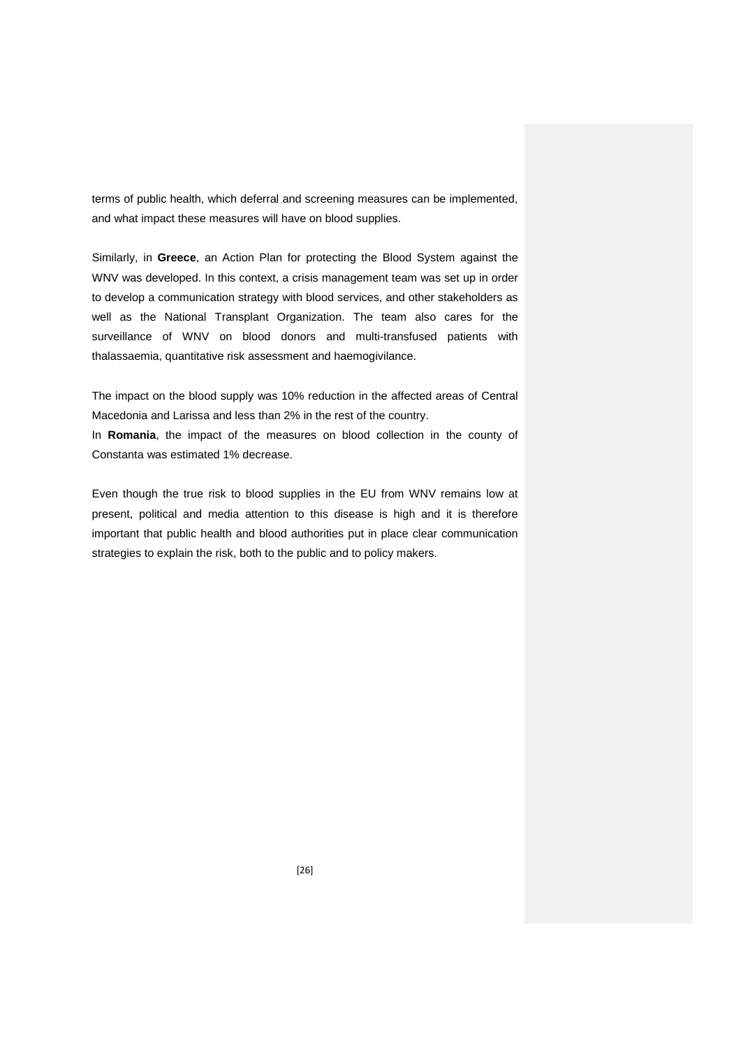terms of public health, which deferral and screening measures can be implemented, and what impact these measures will have on blood supplies.

Similarly, in **Greece**, an Action Plan for protecting the Blood System against the WNV was developed. In this context, a crisis management team was set up in order to develop a communication strategy with blood services, and other stakeholders as well as the National Transplant Organization. The team also cares for the surveillance of WNV on blood donors and multi-transfused patients with thalassaemia, quantitative risk assessment and haemogivilance.

The impact on the blood supply was 10% reduction in the affected areas of Central Macedonia and Larissa and less than 2% in the rest of the country.
In **Romania**, the impact of the measures on blood collection in the county of Constanta was estimated 1% decrease.

Even though the true risk to blood supplies in the EU from WNV remains low at present, political and media attention to this disease is high and it is therefore important that public health and blood authorities put in place clear communication strategies to explain the risk, both to the public and to policy makers.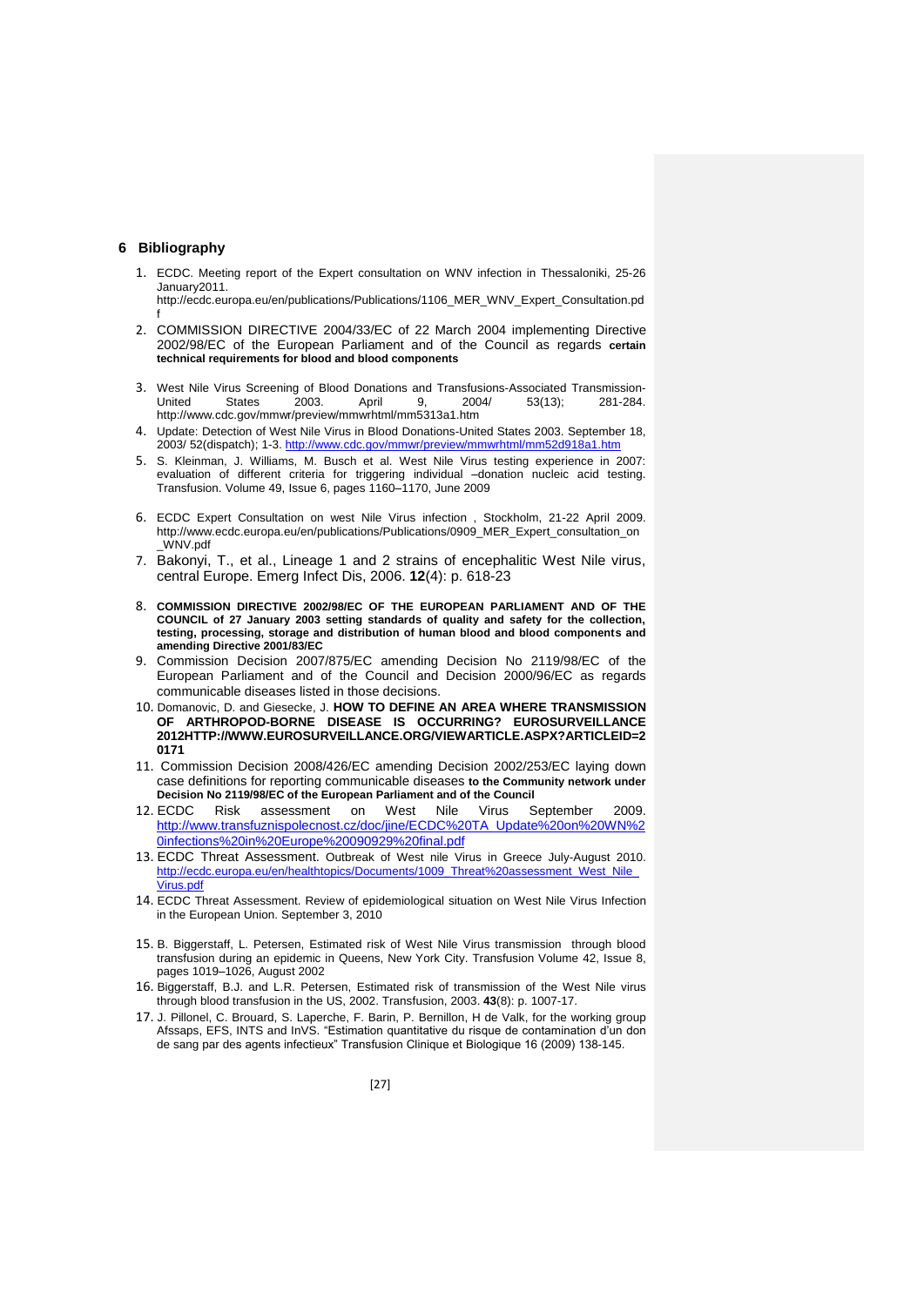## 6 Bibliography

1. ECDC. Meeting report of the Expert consultation on WNV infection in Thessaloniki, 25-26 January2011. http://ecdc.europa.eu/en/publications/Publications/1106_MER_WNV_Expert_Consultation.pdf
2. COMMISSION DIRECTIVE 2004/33/EC of 22 March 2004 implementing Directive 2002/98/EC of the European Parliament and of the Council as regards **certain technical requirements for blood and blood components**
3. West Nile Virus Screening of Blood Donations and Transfusions-Associated Transmission-United States 2003. April 9, 2004/ 53(13); 281-284. http://www.cdc.gov/mmwr/preview/mmwrhtml/mm5313a1.htm
4. Update: Detection of West Nile Virus in Blood Donations-United States 2003. September 18, 2003/ 52(dispatch); 1-3. http://www.cdc.gov/mmwr/preview/mmwrhtml/mm52d918a1.htm
5. S. Kleinman, J. Williams, M. Busch et al. West Nile Virus testing experience in 2007: evaluation of different criteria for triggering individual –donation nucleic acid testing. Transfusion. Volume 49, Issue 6, pages 1160–1170, June 2009
6. ECDC Expert Consultation on west Nile Virus infection , Stockholm, 21-22 April 2009. http://www.ecdc.europa.eu/en/publications/Publications/0909_MER_Expert_consultation_on_WNV.pdf
7. Bakonyi, T., et al., Lineage 1 and 2 strains of encephalitic West Nile virus, central Europe. Emerg Infect Dis, 2006. **12**(4): p. 618-23
8. **COMMISSION DIRECTIVE 2002/98/EC OF THE EUROPEAN PARLIAMENT AND OF THE COUNCIL of 27 January 2003 setting standards of quality and safety for the collection, testing, processing, storage and distribution of human blood and blood components and amending Directive 2001/83/EC**
9. Commission Decision 2007/875/EC amending Decision No 2119/98/EC of the European Parliament and of the Council and Decision 2000/96/EC as regards communicable diseases listed in those decisions.
10. Domanovic, D. and Giesecke, J. **HOW TO DEFINE AN AREA WHERE TRANSMISSION OF ARTHROPOD-BORNE DISEASE IS OCCURRING? EUROSURVEILLANCE 2012HTTP://WWW.EUROSURVEILLANCE.ORG/VIEWARTICLE.ASPX?ARTICLEID=20171**
11. Commission Decision 2008/426/EC amending Decision 2002/253/EC laying down case definitions for reporting communicable diseases **to the Community network under Decision No 2119/98/EC of the European Parliament and of the Council**
12. ECDC Risk assessment on West Nile Virus September 2009. http://www.transfuznispolecnost.cz/doc/jine/ECDC%20TA_Update%20on%20WN%20infections%20in%20Europe%20090929%20final.pdf
13. ECDC Threat Assessment. Outbreak of West nile Virus in Greece July-August 2010. http://ecdc.europa.eu/en/healthtopics/Documents/1009_Threat%20assessment_West_Nile_Virus.pdf
14. ECDC Threat Assessment. Review of epidemiological situation on West Nile Virus Infection in the European Union. September 3, 2010
15. B. Biggerstaff, L. Petersen, Estimated risk of West Nile Virus transmission through blood transfusion during an epidemic in Queens, New York City. Transfusion Volume 42, Issue 8, pages 1019–1026, August 2002
16. Biggerstaff, B.J. and L.R. Petersen, Estimated risk of transmission of the West Nile virus through blood transfusion in the US, 2002. Transfusion, 2003. **43**(8): p. 1007-17.
17. J. Pillonel, C. Brouard, S. Laperche, F. Barin, P. Bernillon, H de Valk, for the working group Afssaps, EFS, INTS and InVS. "Estimation quantitative du risque de contamination d'un don de sang par des agents infectieux" Transfusion Clinique et Biologique 16 (2009) 138-145.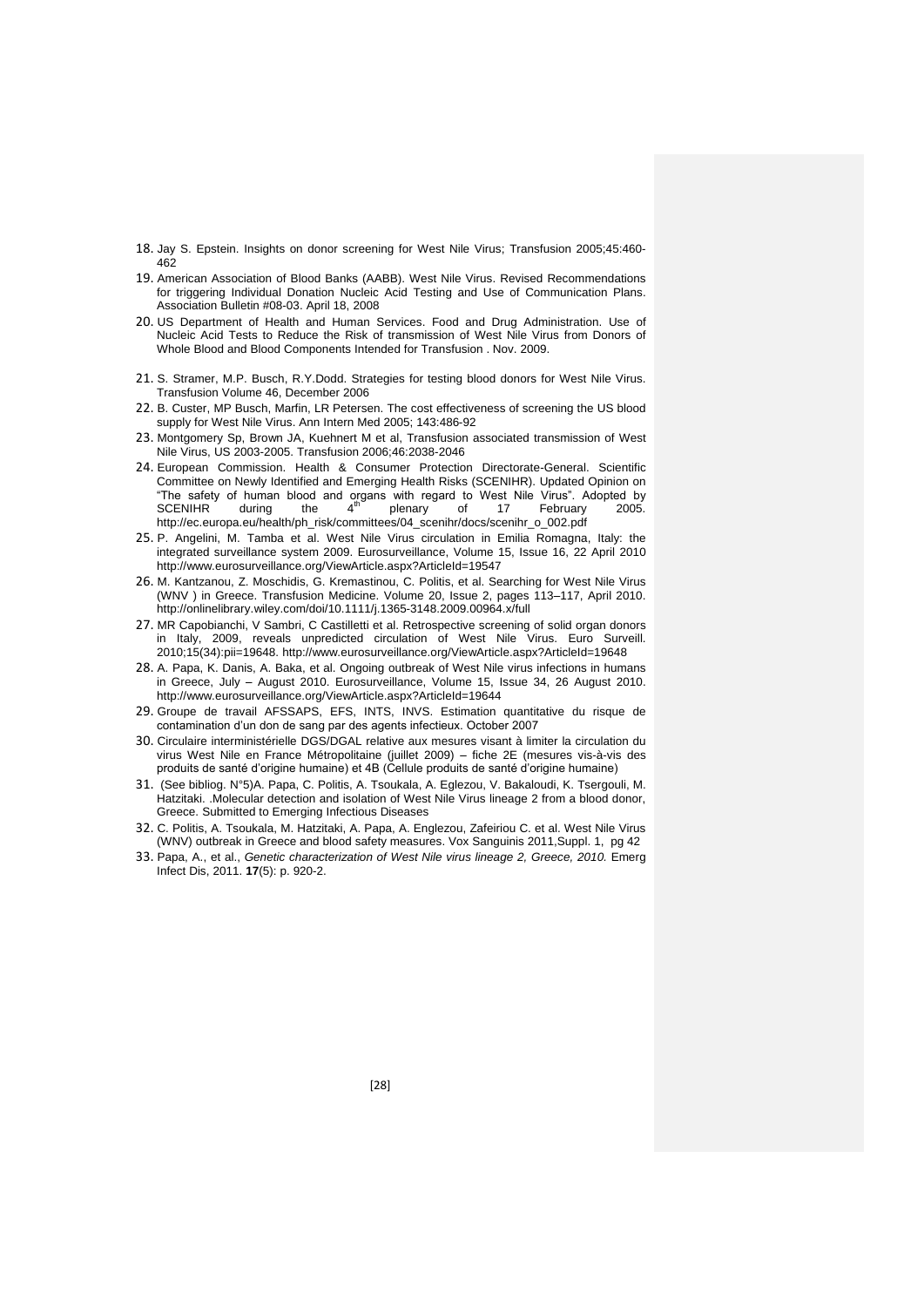18. Jay S. Epstein. Insights on donor screening for West Nile Virus; Transfusion 2005;45:460-462
19. American Association of Blood Banks (AABB). West Nile Virus. Revised Recommendations for triggering Individual Donation Nucleic Acid Testing and Use of Communication Plans. Association Bulletin #08-03. April 18, 2008
20. US Department of Health and Human Services. Food and Drug Administration. Use of Nucleic Acid Tests to Reduce the Risk of transmission of West Nile Virus from Donors of Whole Blood and Blood Components Intended for Transfusion . Nov. 2009.
21. S. Stramer, M.P. Busch, R.Y.Dodd. Strategies for testing blood donors for West Nile Virus. Transfusion Volume 46, December 2006
22. B. Custer, MP Busch, Marfin, LR Petersen. The cost effectiveness of screening the US blood supply for West Nile Virus. Ann Intern Med 2005; 143:486-92
23. Montgomery Sp, Brown JA, Kuehnert M et al, Transfusion associated transmission of West Nile Virus, US 2003-2005. Transfusion 2006;46:2038-2046
24. European Commission. Health & Consumer Protection Directorate-General. Scientific Committee on Newly Identified and Emerging Health Risks (SCENIHR). Updated Opinion on "The safety of human blood and organs with regard to West Nile Virus". Adopted by SCENIHR during the 4th plenary of 17 February 2005. http://ec.europa.eu/health/ph_risk/committees/04_scenihr/docs/scenihr_o_002.pdf
25. P. Angelini, M. Tamba et al. West Nile Virus circulation in Emilia Romagna, Italy: the integrated surveillance system 2009. Eurosurveillance, Volume 15, Issue 16, 22 April 2010 http://www.eurosurveillance.org/ViewArticle.aspx?ArticleId=19547
26. M. Kantzanou, Z. Moschidis, G. Kremastinou, C. Politis, et al. Searching for West Nile Virus (WNV ) in Greece. Transfusion Medicine. Volume 20, Issue 2, pages 113–117, April 2010. http://onlinelibrary.wiley.com/doi/10.1111/j.1365-3148.2009.00964.x/full
27. MR Capobianchi, V Sambri, C Castilletti et al. Retrospective screening of solid organ donors in Italy, 2009, reveals unpredicted circulation of West Nile Virus. Euro Surveill. 2010;15(34):pii=19648. http://www.eurosurveillance.org/ViewArticle.aspx?ArticleId=19648
28. A. Papa, K. Danis, A. Baka, et al. Ongoing outbreak of West Nile virus infections in humans in Greece, July – August 2010. Eurosurveillance, Volume 15, Issue 34, 26 August 2010. http://www.eurosurveillance.org/ViewArticle.aspx?ArticleId=19644
29. Groupe de travail AFSSAPS, EFS, INTS, INVS. Estimation quantitative du risque de contamination d'un don de sang par des agents infectieux. October 2007
30. Circulaire interministérielle DGS/DGAL relative aux mesures visant à limiter la circulation du virus West Nile en France Métropolitaine (juillet 2009) – fiche 2E (mesures vis-à-vis des produits de santé d'origine humaine) et 4B (Cellule produits de santé d'origine humaine)
31. (See bibliog. N°5)A. Papa, C. Politis, A. Tsoukala, A. Eglezou, V. Bakaloudi, K. Tsergouli, M. Hatzitaki. .Molecular detection and isolation of West Nile Virus lineage 2 from a blood donor, Greece. Submitted to Emerging Infectious Diseases
32. C. Politis, A. Tsoukala, M. Hatzitaki, A. Papa, A. Englezou, Zafeiriou C. et al. West Nile Virus (WNV) outbreak in Greece and blood safety measures. Vox Sanguinis 2011,Suppl. 1, pg 42
33. Papa, A., et al., *Genetic characterization of West Nile virus lineage 2, Greece, 2010.* Emerg Infect Dis, 2011. **17**(5): p. 920-2.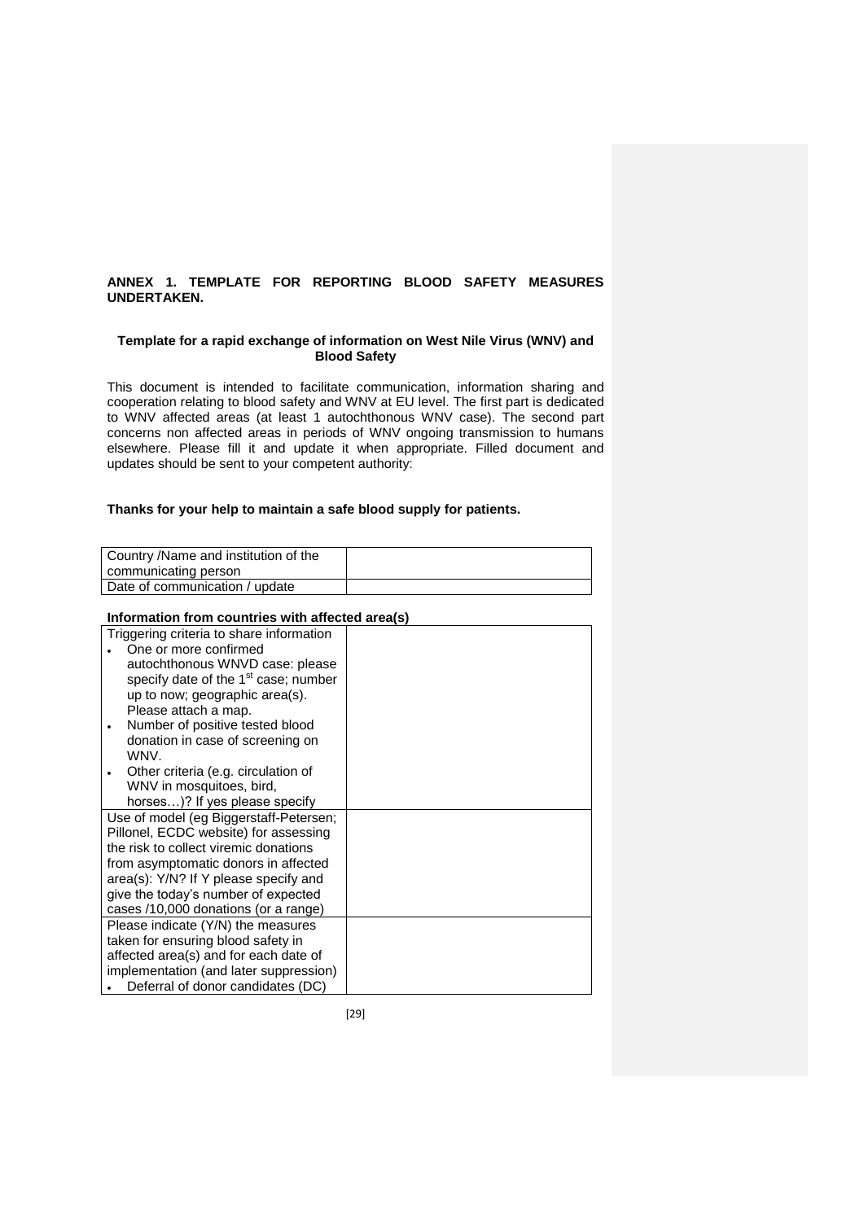## ANNEX 1. TEMPLATE FOR REPORTING BLOOD SAFETY MEASURES UNDERTAKEN.

**Template for a rapid exchange of information on West Nile Virus (WNV) and Blood Safety**

This document is intended to facilitate communication, information sharing and cooperation relating to blood safety and WNV at EU level. The first part is dedicated to WNV affected areas (at least 1 autochthonous WNV case). The second part concerns non affected areas in periods of WNV ongoing transmission to humans elsewhere. Please fill it and update it when appropriate. Filled document and updates should be sent to your competent authority:

**Thanks for your help to maintain a safe blood supply for patients.**

| Country /Name and institution of the communicating person | |
|---|---|
| Date of communication / update | |

**Information from countries with affected area(s)**

| Triggering criteria to share information<br>• One or more confirmed autochthonous WNVD case: please specify date of the 1st case; number up to now; geographic area(s). Please attach a map.<br>• Number of positive tested blood donation in case of screening on WNV.<br>• Other criteria (e.g. circulation of WNV in mosquitoes, bird, horses…)? If yes please specify | |
|---|---|
| Use of model (eg Biggerstaff-Petersen; Pillonel, ECDC website) for assessing the risk to collect viremic donations from asymptomatic donors in affected area(s): Y/N? If Y please specify and give the today's number of expected cases /10,000 donations (or a range) | |
| Please indicate (Y/N) the measures taken for ensuring blood safety in affected area(s) and for each date of implementation (and later suppression)<br>• Deferral of donor candidates (DC) | |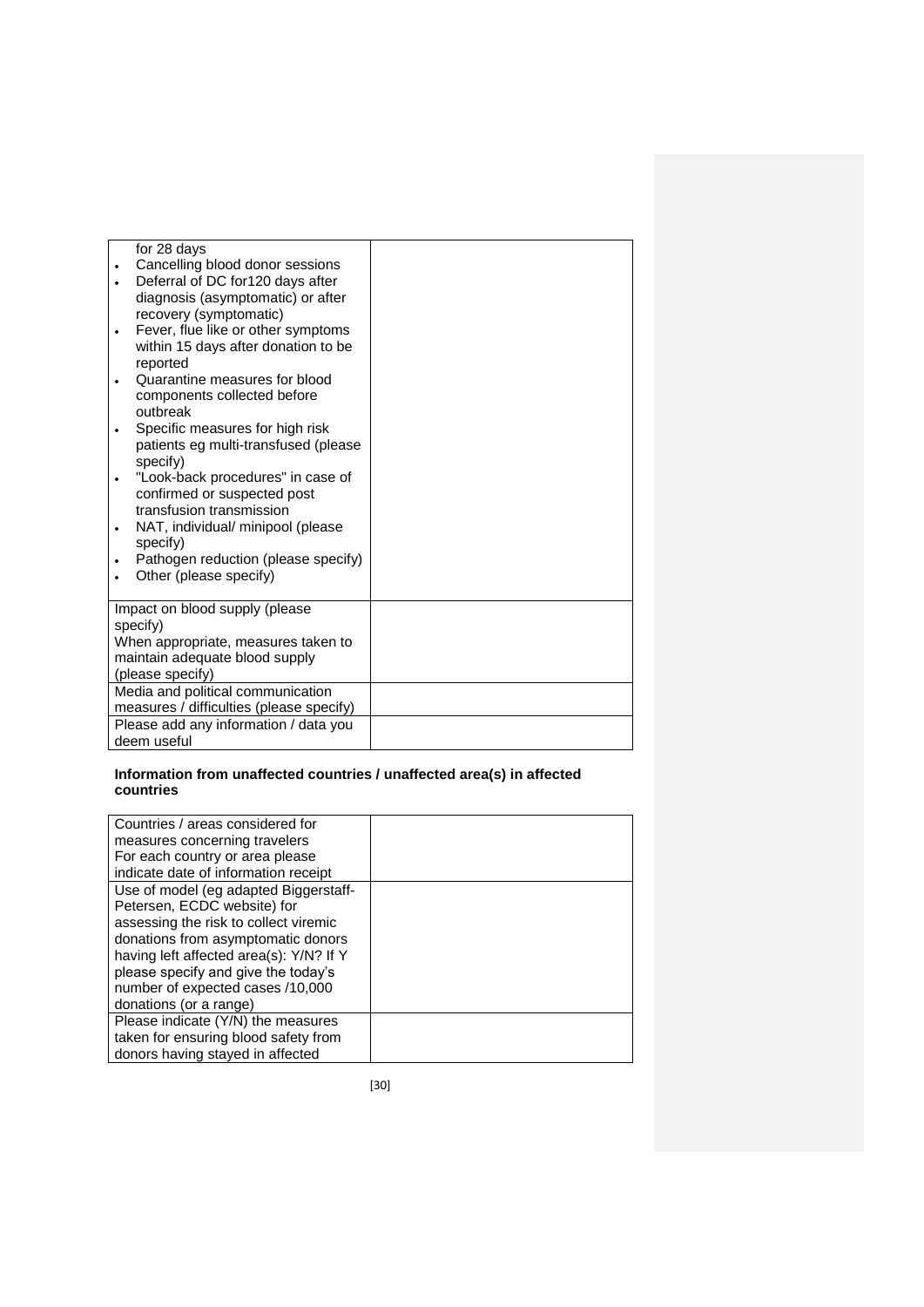| | |
|---|---|
| for 28 days<br>• Cancelling blood donor sessions<br>• Deferral of DC for120 days after diagnosis (asymptomatic) or after recovery (symptomatic)<br>• Fever, flue like or other symptoms within 15 days after donation to be reported<br>• Quarantine measures for blood components collected before outbreak<br>• Specific measures for high risk patients eg multi-transfused (please specify)<br>• "Look-back procedures" in case of confirmed or suspected post transfusion transmission<br>• NAT, individual/ minipool (please specify)<br>• Pathogen reduction (please specify)<br>• Other (please specify) | |
| Impact on blood supply (please specify)<br>When appropriate, measures taken to maintain adequate blood supply (please specify) | |
| Media and political communication measures / difficulties (please specify) | |
| Please add any information / data you deem useful | |

**Information from unaffected countries / unaffected area(s) in affected countries**

| | |
|---|---|
| Countries / areas considered for measures concerning travelers<br>For each country or area please indicate date of information receipt | |
| Use of model (eg adapted Biggerstaff-Petersen, ECDC website) for assessing the risk to collect viremic donations from asymptomatic donors having left affected area(s): Y/N? If Y please specify and give the today's number of expected cases /10,000 donations (or a range) | |
| Please indicate (Y/N) the measures taken for ensuring blood safety from donors having stayed in affected | |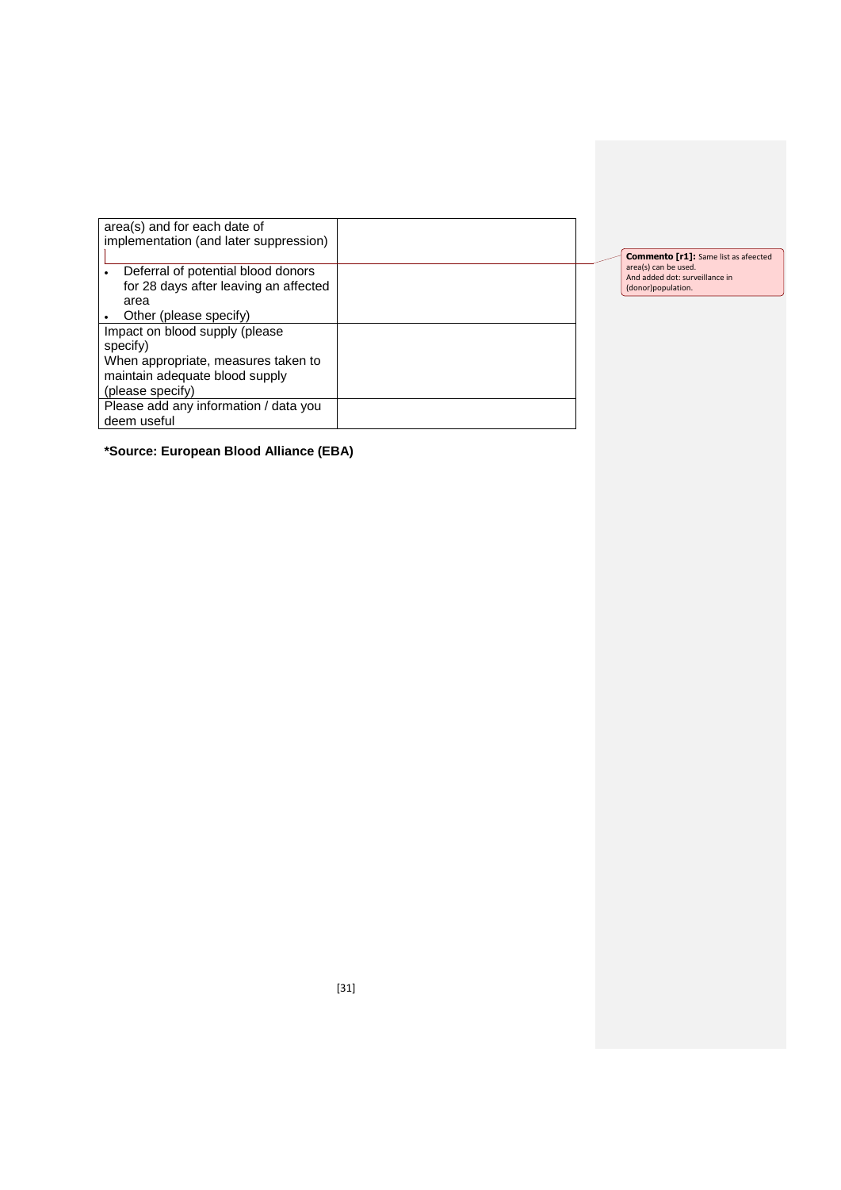| | |
|---|---|
| area(s) and for each date of implementation (and later suppression)<br><br>• Deferral of potential blood donors for 28 days after leaving an affected area<br>• Other (please specify) | |
| Impact on blood supply (please specify)<br>When appropriate, measures taken to maintain adequate blood supply (please specify) | |
| Please add any information / data you deem useful | |

**Commento [r1]:** Same list as afeected area(s) can be used.
And added dot: surveillance in (donor)population.

***Source: European Blood Alliance (EBA)**